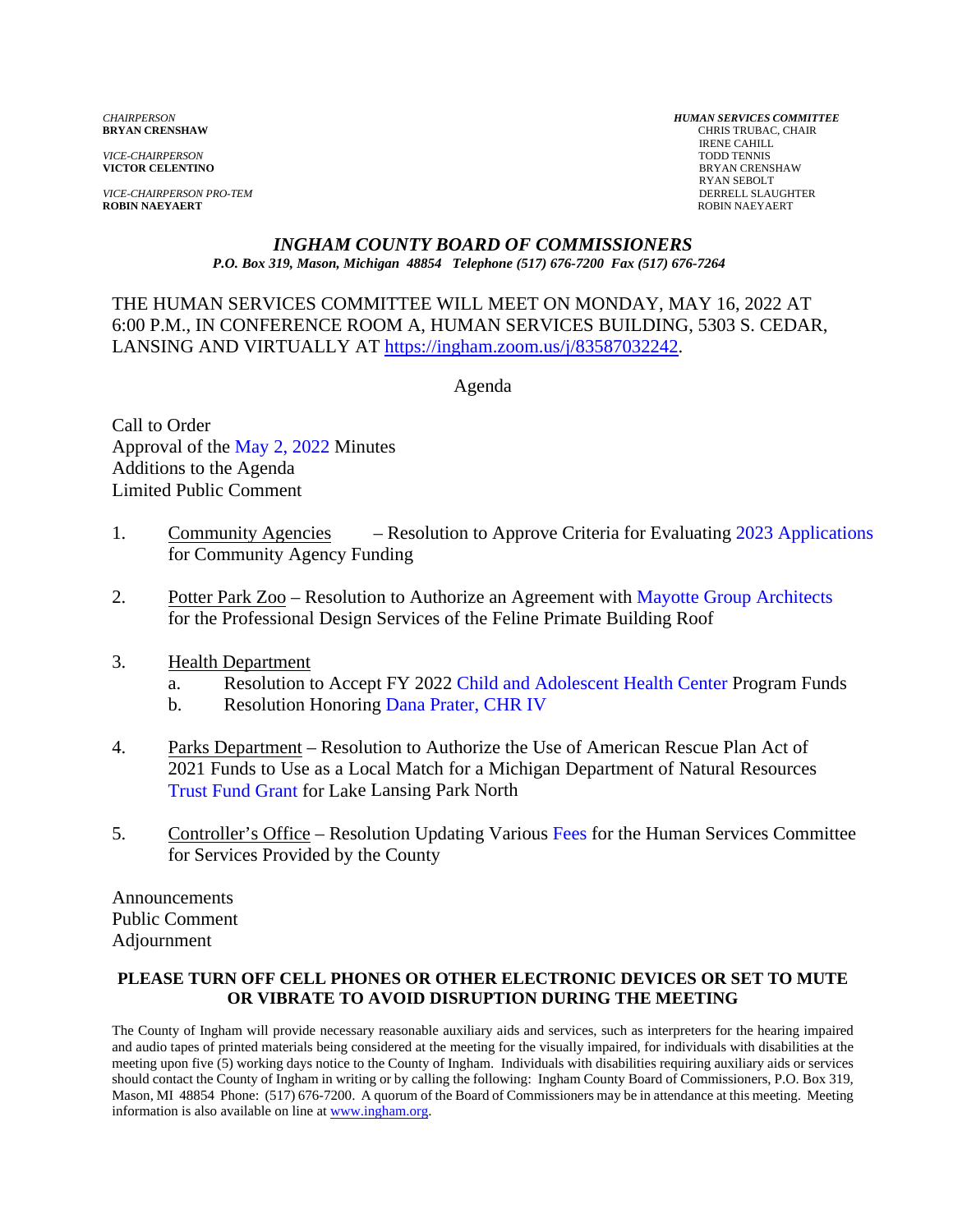*CHAIRPERSON*
**BRYAN CRENSHAW**

*VICE-CHAIRPERSON*
**VICTOR CELENTINO**

*VICE-CHAIRPERSON PRO-TEM*
**ROBIN NAEYAERT**

***HUMAN SERVICES COMMITTEE***
CHRIS TRUBAC, CHAIR
IRENE CAHILL
TODD TENNIS
BRYAN CRENSHAW
RYAN SEBOLT
DERRELL SLAUGHTER
ROBIN NAEYAERT

# *INGHAM COUNTY BOARD OF COMMISSIONERS*

***P.O. Box 319, Mason, Michigan 48854 Telephone (517) 676-7200 Fax (517) 676-7264***

THE HUMAN SERVICES COMMITTEE WILL MEET ON MONDAY, MAY 16, 2022 AT 6:00 P.M., IN CONFERENCE ROOM A, HUMAN SERVICES BUILDING, 5303 S. CEDAR, LANSING AND VIRTUALLY AT https://ingham.zoom.us/j/83587032242.

Agenda

Call to Order
Approval of the May 2, 2022 Minutes
Additions to the Agenda
Limited Public Comment

1. Community Agencies – Resolution to Approve Criteria for Evaluating 2023 Applications for Community Agency Funding

2. Potter Park Zoo – Resolution to Authorize an Agreement with Mayotte Group Architects for the Professional Design Services of the Feline Primate Building Roof

3. Health Department
   a. Resolution to Accept FY 2022 Child and Adolescent Health Center Program Funds
   b. Resolution Honoring Dana Prater, CHR IV

4. Parks Department – Resolution to Authorize the Use of American Rescue Plan Act of 2021 Funds to Use as a Local Match for a Michigan Department of Natural Resources Trust Fund Grant for Lake Lansing Park North

5. Controller's Office – Resolution Updating Various Fees for the Human Services Committee for Services Provided by the County

Announcements
Public Comment
Adjournment

**PLEASE TURN OFF CELL PHONES OR OTHER ELECTRONIC DEVICES OR SET TO MUTE OR VIBRATE TO AVOID DISRUPTION DURING THE MEETING**

The County of Ingham will provide necessary reasonable auxiliary aids and services, such as interpreters for the hearing impaired and audio tapes of printed materials being considered at the meeting for the visually impaired, for individuals with disabilities at the meeting upon five (5) working days notice to the County of Ingham. Individuals with disabilities requiring auxiliary aids or services should contact the County of Ingham in writing or by calling the following: Ingham County Board of Commissioners, P.O. Box 319, Mason, MI 48854 Phone: (517) 676-7200. A quorum of the Board of Commissioners may be in attendance at this meeting. Meeting information is also available on line at www.ingham.org.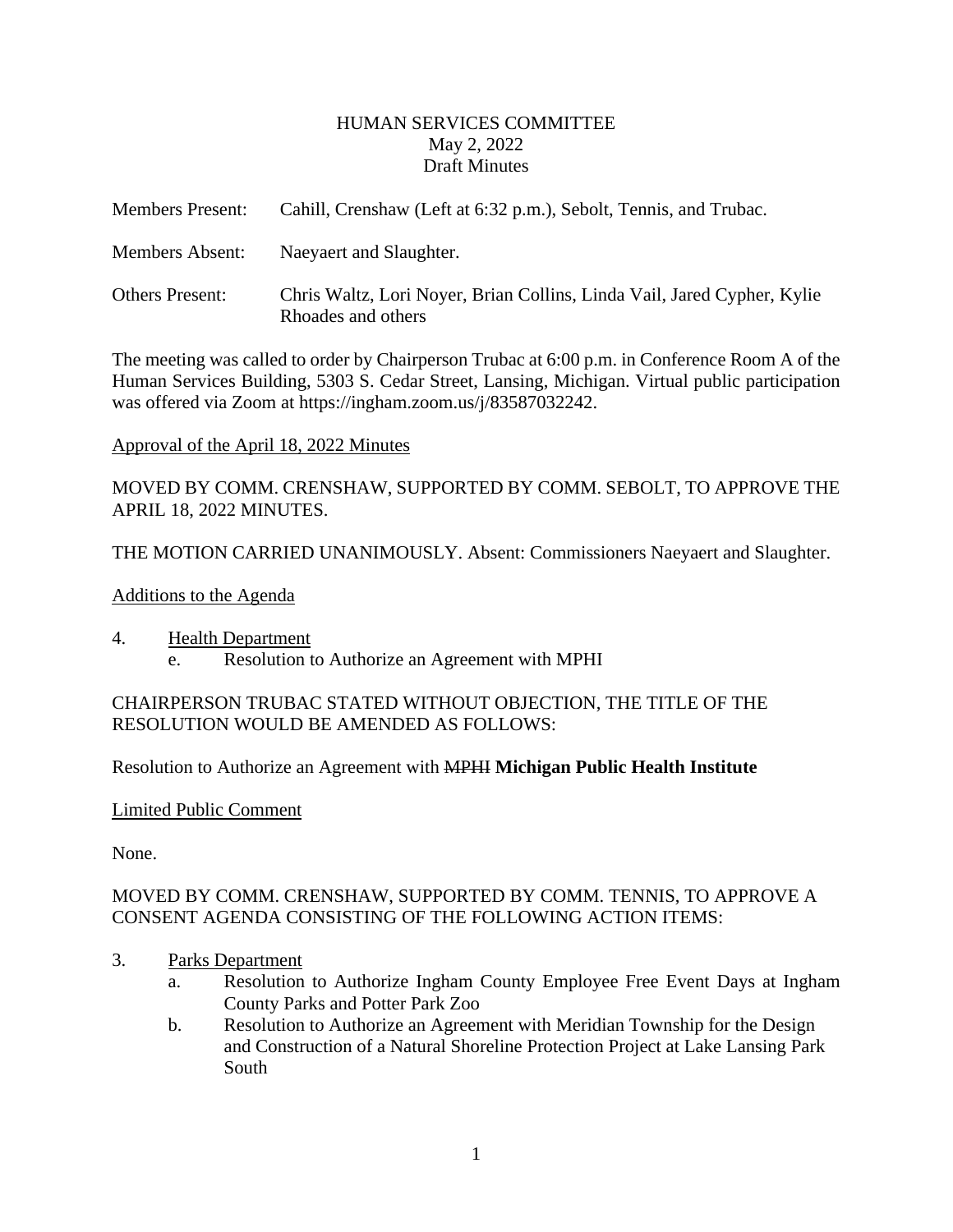HUMAN SERVICES COMMITTEE
May 2, 2022
Draft Minutes

Members Present: Cahill, Crenshaw (Left at 6:32 p.m.), Sebolt, Tennis, and Trubac.

Members Absent: Naeyaert and Slaughter.

Others Present: Chris Waltz, Lori Noyer, Brian Collins, Linda Vail, Jared Cypher, Kylie Rhoades and others

The meeting was called to order by Chairperson Trubac at 6:00 p.m. in Conference Room A of the Human Services Building, 5303 S. Cedar Street, Lansing, Michigan. Virtual public participation was offered via Zoom at https://ingham.zoom.us/j/83587032242.

Approval of the April 18, 2022 Minutes

MOVED BY COMM. CRENSHAW, SUPPORTED BY COMM. SEBOLT, TO APPROVE THE APRIL 18, 2022 MINUTES.

THE MOTION CARRIED UNANIMOUSLY. Absent: Commissioners Naeyaert and Slaughter.

Additions to the Agenda

4. Health Department
   e. Resolution to Authorize an Agreement with MPHI

CHAIRPERSON TRUBAC STATED WITHOUT OBJECTION, THE TITLE OF THE RESOLUTION WOULD BE AMENDED AS FOLLOWS:

Resolution to Authorize an Agreement with ~~MPHI~~ **Michigan Public Health Institute**

Limited Public Comment

None.

MOVED BY COMM. CRENSHAW, SUPPORTED BY COMM. TENNIS, TO APPROVE A CONSENT AGENDA CONSISTING OF THE FOLLOWING ACTION ITEMS:

3. Parks Department
   a. Resolution to Authorize Ingham County Employee Free Event Days at Ingham County Parks and Potter Park Zoo
   b. Resolution to Authorize an Agreement with Meridian Township for the Design and Construction of a Natural Shoreline Protection Project at Lake Lansing Park South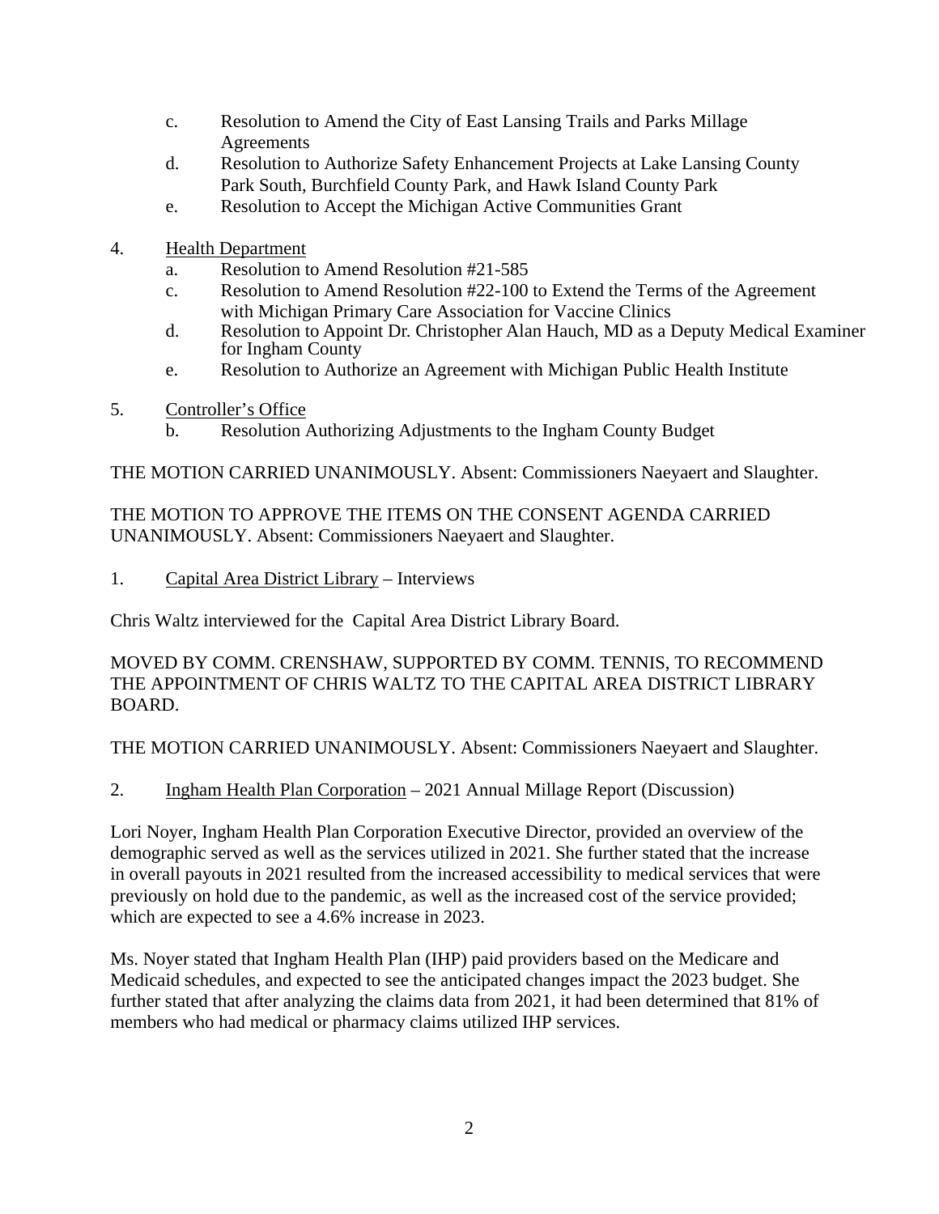c. Resolution to Amend the City of East Lansing Trails and Parks Millage Agreements
d. Resolution to Authorize Safety Enhancement Projects at Lake Lansing County Park South, Burchfield County Park, and Hawk Island County Park
e. Resolution to Accept the Michigan Active Communities Grant

4. Health Department
   a. Resolution to Amend Resolution #21-585
   c. Resolution to Amend Resolution #22-100 to Extend the Terms of the Agreement with Michigan Primary Care Association for Vaccine Clinics
   d. Resolution to Appoint Dr. Christopher Alan Hauch, MD as a Deputy Medical Examiner for Ingham County
   e. Resolution to Authorize an Agreement with Michigan Public Health Institute

5. Controller's Office
   b. Resolution Authorizing Adjustments to the Ingham County Budget

THE MOTION CARRIED UNANIMOUSLY. Absent: Commissioners Naeyaert and Slaughter.

THE MOTION TO APPROVE THE ITEMS ON THE CONSENT AGENDA CARRIED UNANIMOUSLY. Absent: Commissioners Naeyaert and Slaughter.

1. Capital Area District Library – Interviews

Chris Waltz interviewed for the Capital Area District Library Board.

MOVED BY COMM. CRENSHAW, SUPPORTED BY COMM. TENNIS, TO RECOMMEND THE APPOINTMENT OF CHRIS WALTZ TO THE CAPITAL AREA DISTRICT LIBRARY BOARD.

THE MOTION CARRIED UNANIMOUSLY. Absent: Commissioners Naeyaert and Slaughter.

2. Ingham Health Plan Corporation – 2021 Annual Millage Report (Discussion)

Lori Noyer, Ingham Health Plan Corporation Executive Director, provided an overview of the demographic served as well as the services utilized in 2021. She further stated that the increase in overall payouts in 2021 resulted from the increased accessibility to medical services that were previously on hold due to the pandemic, as well as the increased cost of the service provided; which are expected to see a 4.6% increase in 2023.

Ms. Noyer stated that Ingham Health Plan (IHP) paid providers based on the Medicare and Medicaid schedules, and expected to see the anticipated changes impact the 2023 budget. She further stated that after analyzing the claims data from 2021, it had been determined that 81% of members who had medical or pharmacy claims utilized IHP services.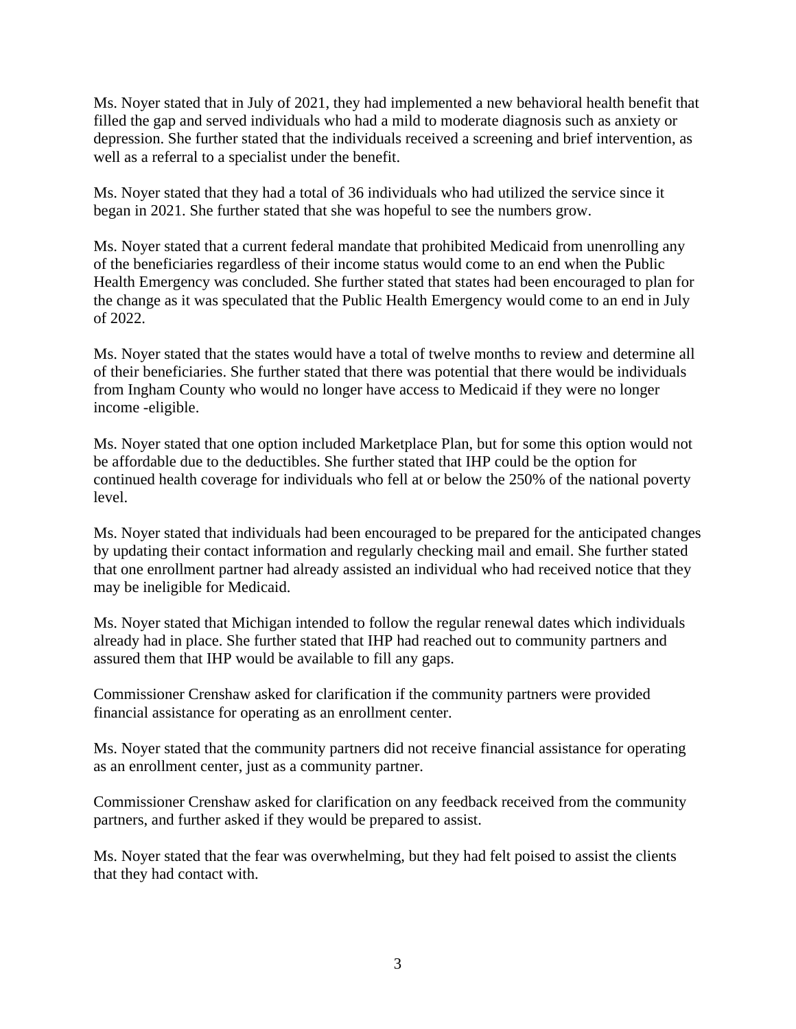Ms. Noyer stated that in July of 2021, they had implemented a new behavioral health benefit that filled the gap and served individuals who had a mild to moderate diagnosis such as anxiety or depression. She further stated that the individuals received a screening and brief intervention, as well as a referral to a specialist under the benefit.

Ms. Noyer stated that they had a total of 36 individuals who had utilized the service since it began in 2021. She further stated that she was hopeful to see the numbers grow.

Ms. Noyer stated that a current federal mandate that prohibited Medicaid from unenrolling any of the beneficiaries regardless of their income status would come to an end when the Public Health Emergency was concluded. She further stated that states had been encouraged to plan for the change as it was speculated that the Public Health Emergency would come to an end in July of 2022.

Ms. Noyer stated that the states would have a total of twelve months to review and determine all of their beneficiaries. She further stated that there was potential that there would be individuals from Ingham County who would no longer have access to Medicaid if they were no longer income -eligible.

Ms. Noyer stated that one option included Marketplace Plan, but for some this option would not be affordable due to the deductibles. She further stated that IHP could be the option for continued health coverage for individuals who fell at or below the 250% of the national poverty level.

Ms. Noyer stated that individuals had been encouraged to be prepared for the anticipated changes by updating their contact information and regularly checking mail and email. She further stated that one enrollment partner had already assisted an individual who had received notice that they may be ineligible for Medicaid.

Ms. Noyer stated that Michigan intended to follow the regular renewal dates which individuals already had in place. She further stated that IHP had reached out to community partners and assured them that IHP would be available to fill any gaps.

Commissioner Crenshaw asked for clarification if the community partners were provided financial assistance for operating as an enrollment center.

Ms. Noyer stated that the community partners did not receive financial assistance for operating as an enrollment center, just as a community partner.

Commissioner Crenshaw asked for clarification on any feedback received from the community partners, and further asked if they would be prepared to assist.

Ms. Noyer stated that the fear was overwhelming, but they had felt poised to assist the clients that they had contact with.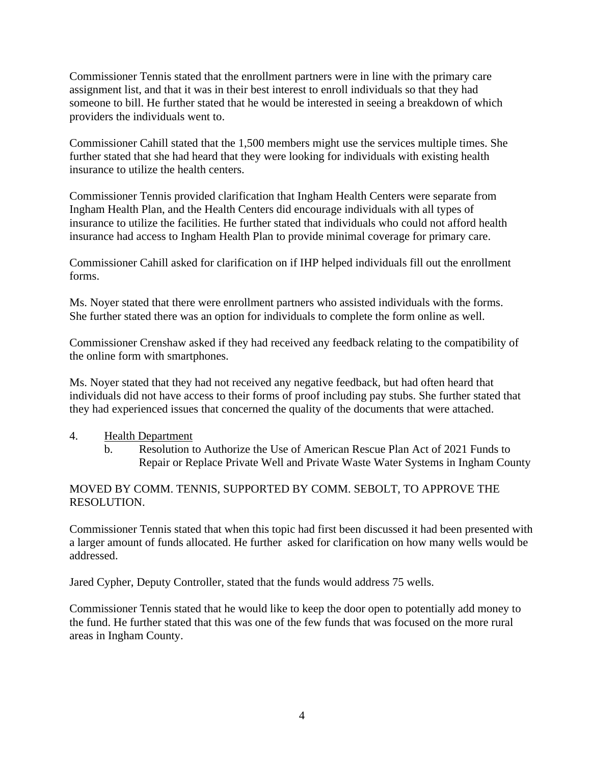Commissioner Tennis stated that the enrollment partners were in line with the primary care assignment list, and that it was in their best interest to enroll individuals so that they had someone to bill. He further stated that he would be interested in seeing a breakdown of which providers the individuals went to.

Commissioner Cahill stated that the 1,500 members might use the services multiple times. She further stated that she had heard that they were looking for individuals with existing health insurance to utilize the health centers.

Commissioner Tennis provided clarification that Ingham Health Centers were separate from Ingham Health Plan, and the Health Centers did encourage individuals with all types of insurance to utilize the facilities. He further stated that individuals who could not afford health insurance had access to Ingham Health Plan to provide minimal coverage for primary care.

Commissioner Cahill asked for clarification on if IHP helped individuals fill out the enrollment forms.

Ms. Noyer stated that there were enrollment partners who assisted individuals with the forms. She further stated there was an option for individuals to complete the form online as well.

Commissioner Crenshaw asked if they had received any feedback relating to the compatibility of the online form with smartphones.

Ms. Noyer stated that they had not received any negative feedback, but had often heard that individuals did not have access to their forms of proof including pay stubs. She further stated that they had experienced issues that concerned the quality of the documents that were attached.

4. Health Department
   b. Resolution to Authorize the Use of American Rescue Plan Act of 2021 Funds to Repair or Replace Private Well and Private Waste Water Systems in Ingham County

MOVED BY COMM. TENNIS, SUPPORTED BY COMM. SEBOLT, TO APPROVE THE RESOLUTION.

Commissioner Tennis stated that when this topic had first been discussed it had been presented with a larger amount of funds allocated. He further asked for clarification on how many wells would be addressed.

Jared Cypher, Deputy Controller, stated that the funds would address 75 wells.

Commissioner Tennis stated that he would like to keep the door open to potentially add money to the fund. He further stated that this was one of the few funds that was focused on the more rural areas in Ingham County.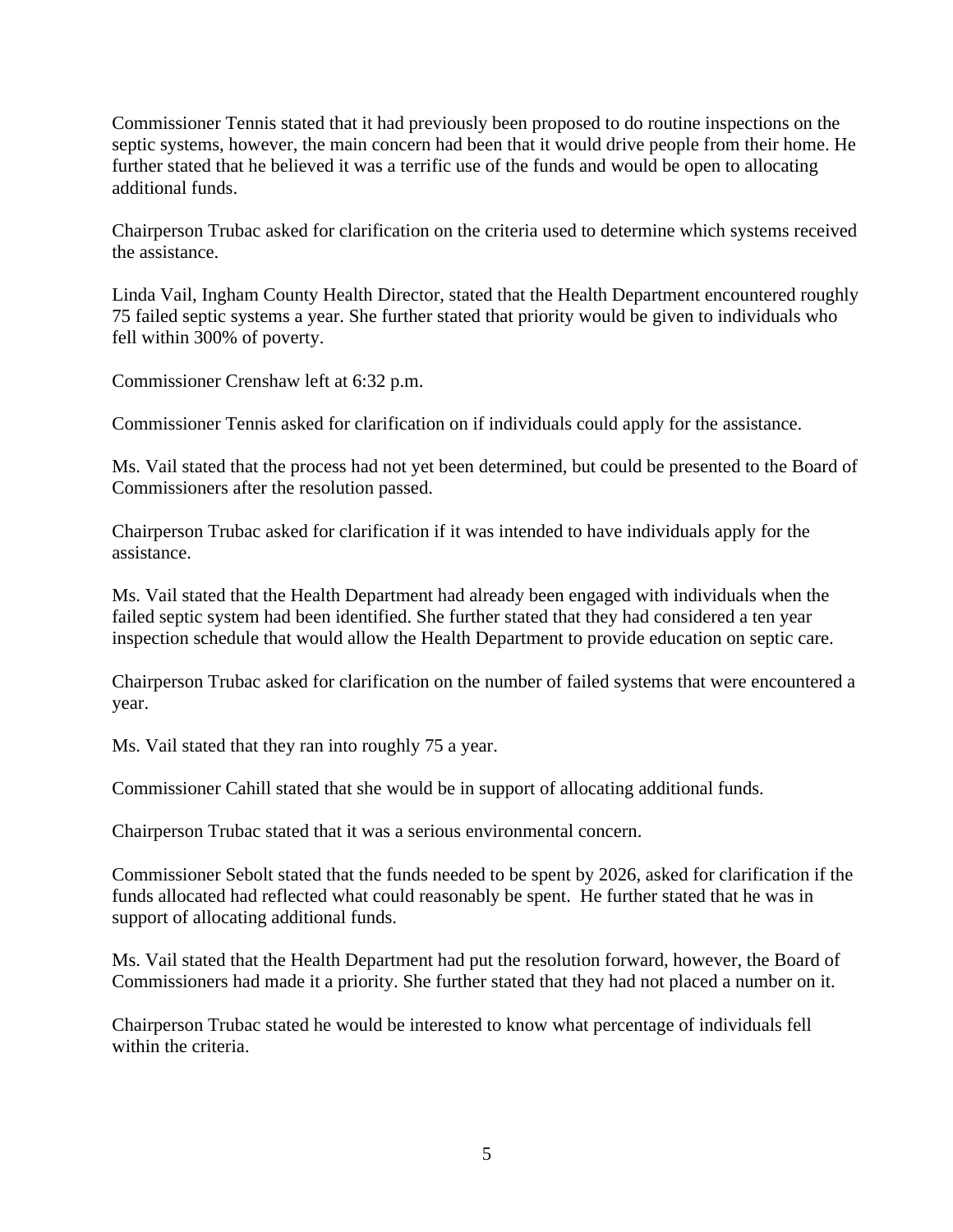Commissioner Tennis stated that it had previously been proposed to do routine inspections on the septic systems, however, the main concern had been that it would drive people from their home. He further stated that he believed it was a terrific use of the funds and would be open to allocating additional funds.

Chairperson Trubac asked for clarification on the criteria used to determine which systems received the assistance.

Linda Vail, Ingham County Health Director, stated that the Health Department encountered roughly 75 failed septic systems a year. She further stated that priority would be given to individuals who fell within 300% of poverty.

Commissioner Crenshaw left at 6:32 p.m.

Commissioner Tennis asked for clarification on if individuals could apply for the assistance.

Ms. Vail stated that the process had not yet been determined, but could be presented to the Board of Commissioners after the resolution passed.

Chairperson Trubac asked for clarification if it was intended to have individuals apply for the assistance.

Ms. Vail stated that the Health Department had already been engaged with individuals when the failed septic system had been identified. She further stated that they had considered a ten year inspection schedule that would allow the Health Department to provide education on septic care.

Chairperson Trubac asked for clarification on the number of failed systems that were encountered a year.

Ms. Vail stated that they ran into roughly 75 a year.

Commissioner Cahill stated that she would be in support of allocating additional funds.

Chairperson Trubac stated that it was a serious environmental concern.

Commissioner Sebolt stated that the funds needed to be spent by 2026, asked for clarification if the funds allocated had reflected what could reasonably be spent. He further stated that he was in support of allocating additional funds.

Ms. Vail stated that the Health Department had put the resolution forward, however, the Board of Commissioners had made it a priority. She further stated that they had not placed a number on it.

Chairperson Trubac stated he would be interested to know what percentage of individuals fell within the criteria.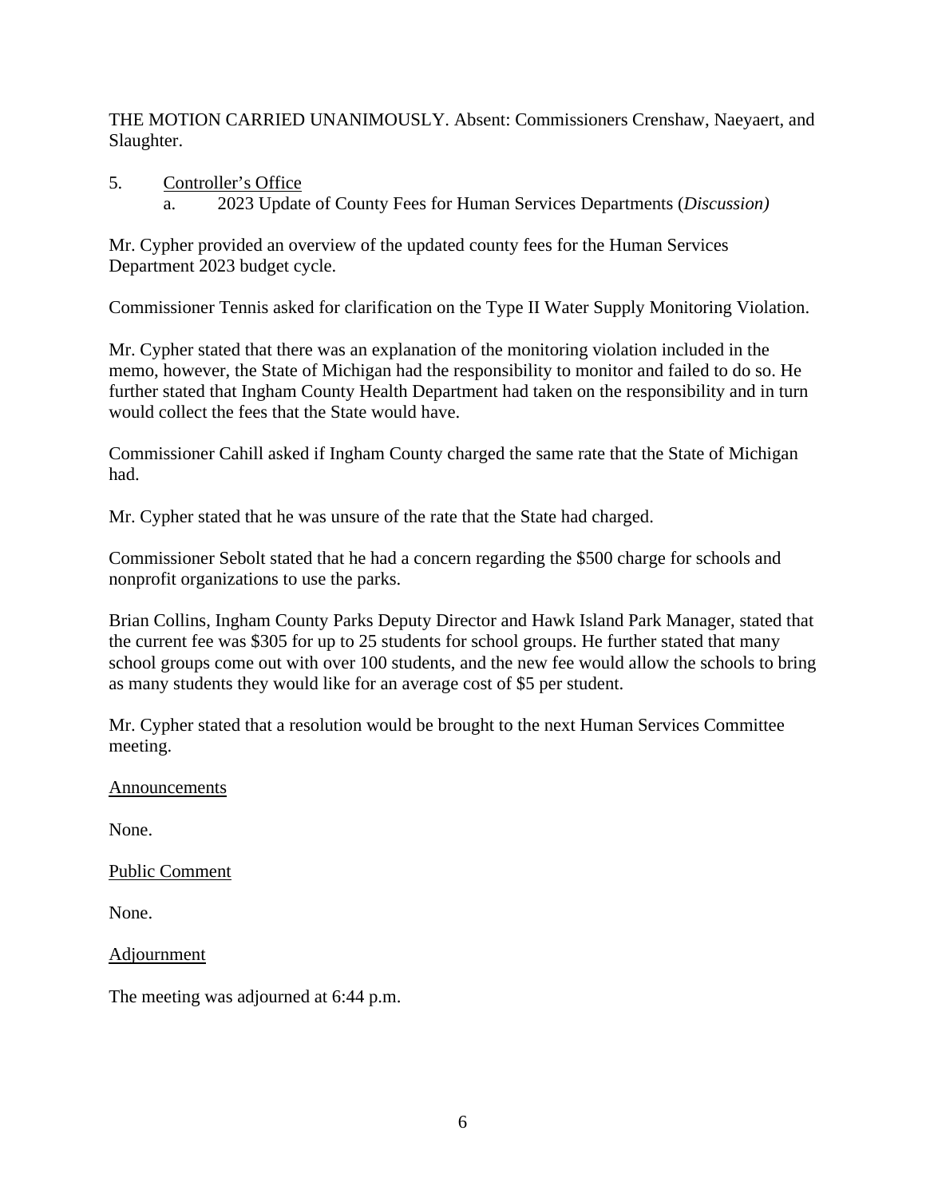THE MOTION CARRIED UNANIMOUSLY. Absent: Commissioners Crenshaw, Naeyaert, and Slaughter.

5. Controller's Office
   a. 2023 Update of County Fees for Human Services Departments (*Discussion)*

Mr. Cypher provided an overview of the updated county fees for the Human Services Department 2023 budget cycle.

Commissioner Tennis asked for clarification on the Type II Water Supply Monitoring Violation.

Mr. Cypher stated that there was an explanation of the monitoring violation included in the memo, however, the State of Michigan had the responsibility to monitor and failed to do so. He further stated that Ingham County Health Department had taken on the responsibility and in turn would collect the fees that the State would have.

Commissioner Cahill asked if Ingham County charged the same rate that the State of Michigan had.

Mr. Cypher stated that he was unsure of the rate that the State had charged.

Commissioner Sebolt stated that he had a concern regarding the $500 charge for schools and nonprofit organizations to use the parks.

Brian Collins, Ingham County Parks Deputy Director and Hawk Island Park Manager, stated that the current fee was $305 for up to 25 students for school groups. He further stated that many school groups come out with over 100 students, and the new fee would allow the schools to bring as many students they would like for an average cost of $5 per student.

Mr. Cypher stated that a resolution would be brought to the next Human Services Committee meeting.

Announcements

None.

Public Comment

None.

Adjournment

The meeting was adjourned at 6:44 p.m.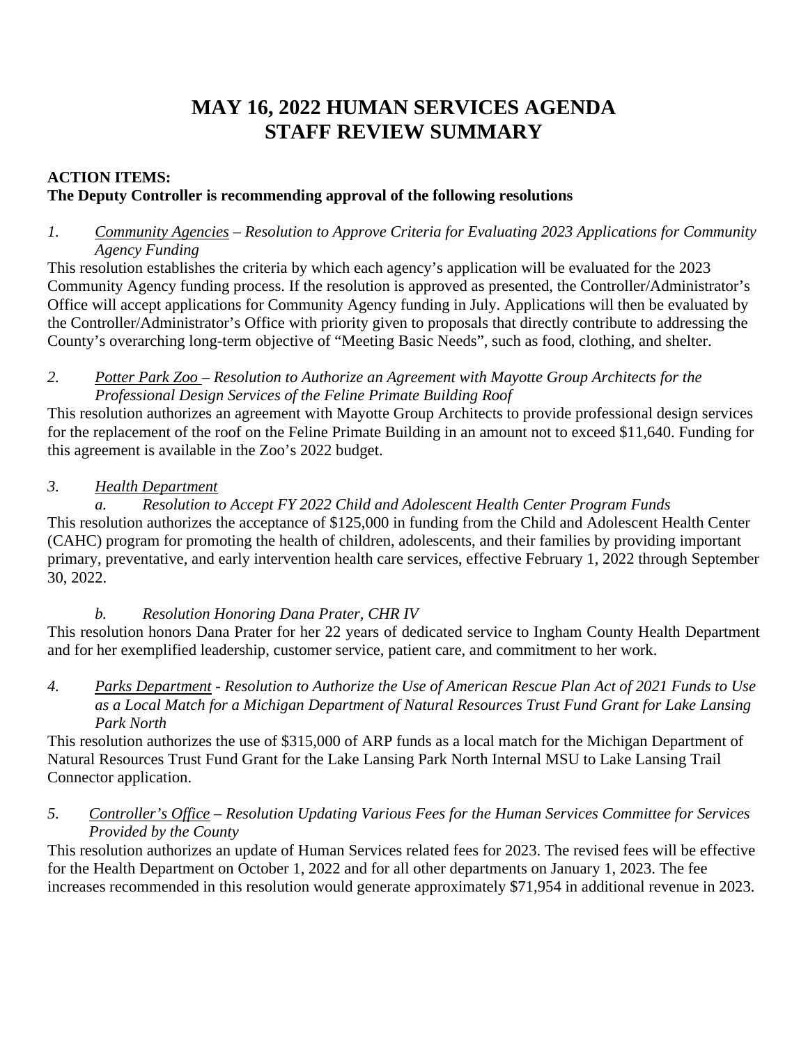# MAY 16, 2022 HUMAN SERVICES AGENDA
# STAFF REVIEW SUMMARY

**ACTION ITEMS:**
**The Deputy Controller is recommending approval of the following resolutions**

*1. Community Agencies – Resolution to Approve Criteria for Evaluating 2023 Applications for Community Agency Funding*

This resolution establishes the criteria by which each agency's application will be evaluated for the 2023 Community Agency funding process. If the resolution is approved as presented, the Controller/Administrator's Office will accept applications for Community Agency funding in July. Applications will then be evaluated by the Controller/Administrator's Office with priority given to proposals that directly contribute to addressing the County's overarching long-term objective of "Meeting Basic Needs", such as food, clothing, and shelter.

*2. Potter Park Zoo – Resolution to Authorize an Agreement with Mayotte Group Architects for the Professional Design Services of the Feline Primate Building Roof*

This resolution authorizes an agreement with Mayotte Group Architects to provide professional design services for the replacement of the roof on the Feline Primate Building in an amount not to exceed $11,640. Funding for this agreement is available in the Zoo's 2022 budget.

*3. Health Department*

*a. Resolution to Accept FY 2022 Child and Adolescent Health Center Program Funds*

This resolution authorizes the acceptance of $125,000 in funding from the Child and Adolescent Health Center (CAHC) program for promoting the health of children, adolescents, and their families by providing important primary, preventative, and early intervention health care services, effective February 1, 2022 through September 30, 2022.

*b. Resolution Honoring Dana Prater, CHR IV*

This resolution honors Dana Prater for her 22 years of dedicated service to Ingham County Health Department and for her exemplified leadership, customer service, patient care, and commitment to her work.

*4. Parks Department - Resolution to Authorize the Use of American Rescue Plan Act of 2021 Funds to Use as a Local Match for a Michigan Department of Natural Resources Trust Fund Grant for Lake Lansing Park North*

This resolution authorizes the use of $315,000 of ARP funds as a local match for the Michigan Department of Natural Resources Trust Fund Grant for the Lake Lansing Park North Internal MSU to Lake Lansing Trail Connector application.

*5. Controller's Office – Resolution Updating Various Fees for the Human Services Committee for Services Provided by the County*

This resolution authorizes an update of Human Services related fees for 2023. The revised fees will be effective for the Health Department on October 1, 2022 and for all other departments on January 1, 2023. The fee increases recommended in this resolution would generate approximately $71,954 in additional revenue in 2023.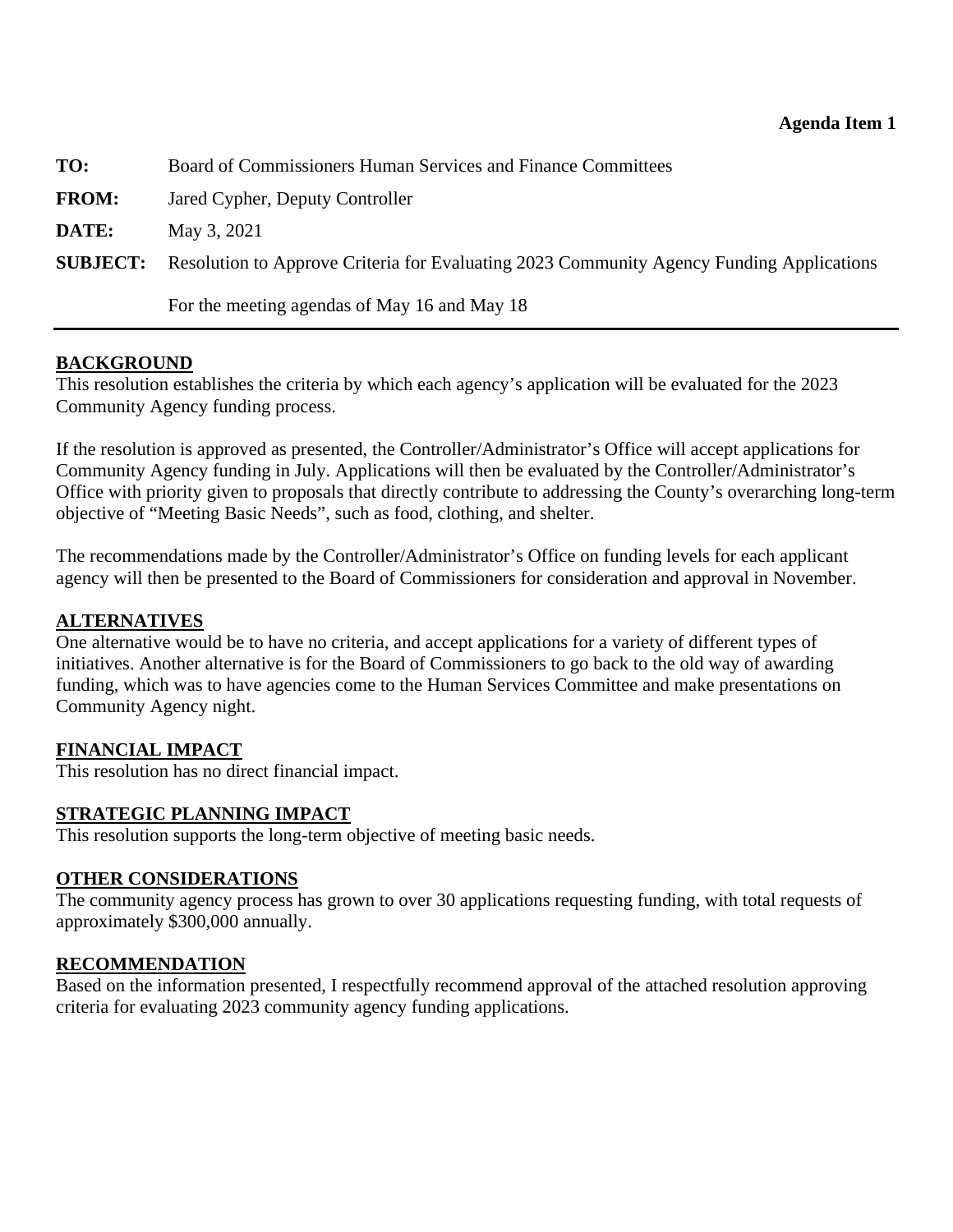**Agenda Item 1**

**TO:** Board of Commissioners Human Services and Finance Committees

**FROM:** Jared Cypher, Deputy Controller

**DATE:** May 3, 2021

**SUBJECT:** Resolution to Approve Criteria for Evaluating 2023 Community Agency Funding Applications

For the meeting agendas of May 16 and May 18

---

## BACKGROUND

This resolution establishes the criteria by which each agency's application will be evaluated for the 2023 Community Agency funding process.

If the resolution is approved as presented, the Controller/Administrator's Office will accept applications for Community Agency funding in July. Applications will then be evaluated by the Controller/Administrator's Office with priority given to proposals that directly contribute to addressing the County's overarching long-term objective of "Meeting Basic Needs", such as food, clothing, and shelter.

The recommendations made by the Controller/Administrator's Office on funding levels for each applicant agency will then be presented to the Board of Commissioners for consideration and approval in November.

## ALTERNATIVES

One alternative would be to have no criteria, and accept applications for a variety of different types of initiatives. Another alternative is for the Board of Commissioners to go back to the old way of awarding funding, which was to have agencies come to the Human Services Committee and make presentations on Community Agency night.

## FINANCIAL IMPACT

This resolution has no direct financial impact.

## STRATEGIC PLANNING IMPACT

This resolution supports the long-term objective of meeting basic needs.

## OTHER CONSIDERATIONS

The community agency process has grown to over 30 applications requesting funding, with total requests of approximately $300,000 annually.

## RECOMMENDATION

Based on the information presented, I respectfully recommend approval of the attached resolution approving criteria for evaluating 2023 community agency funding applications.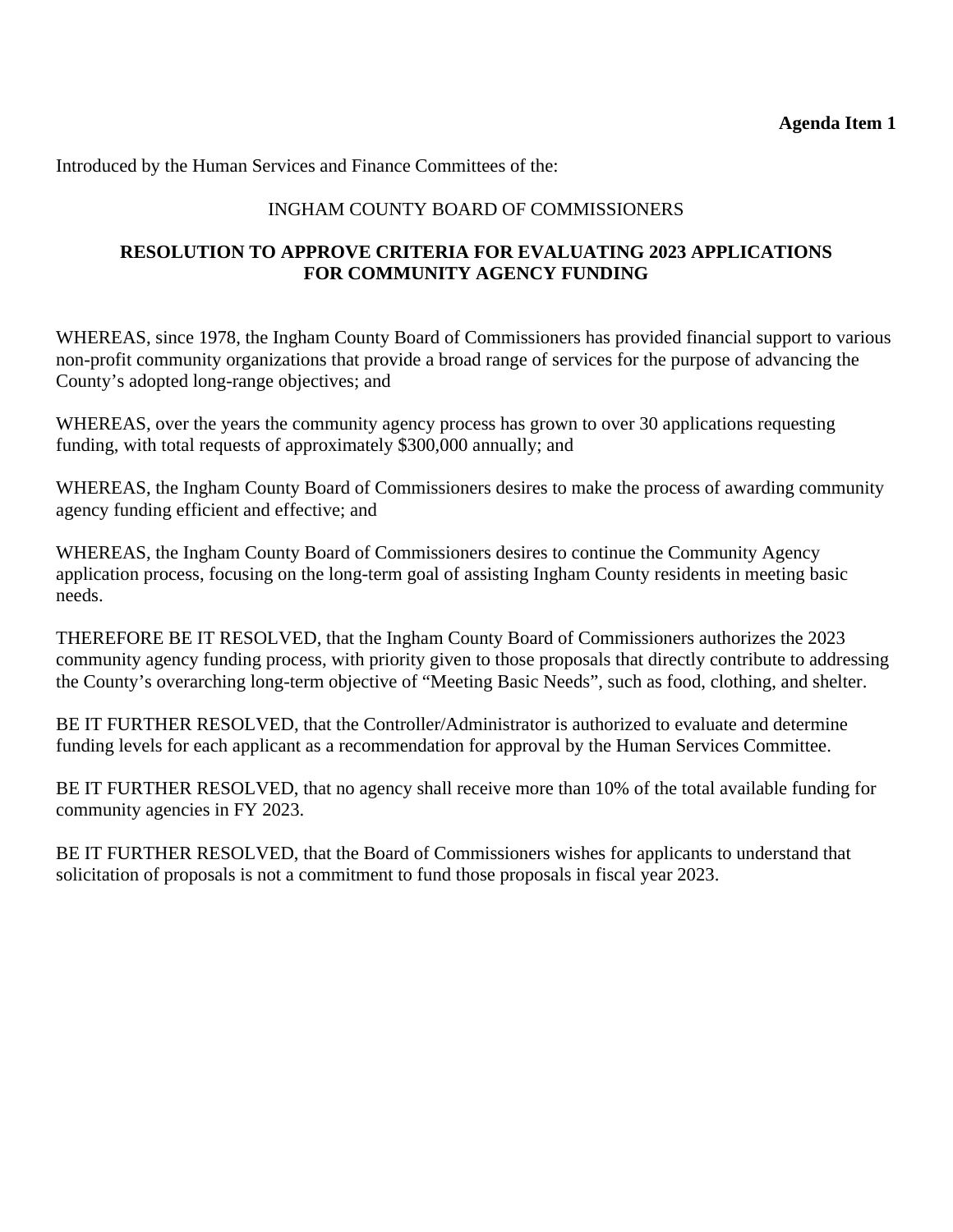**Agenda Item 1**

Introduced by the Human Services and Finance Committees of the:

INGHAM COUNTY BOARD OF COMMISSIONERS

**RESOLUTION TO APPROVE CRITERIA FOR EVALUATING 2023 APPLICATIONS FOR COMMUNITY AGENCY FUNDING**

WHEREAS, since 1978, the Ingham County Board of Commissioners has provided financial support to various non-profit community organizations that provide a broad range of services for the purpose of advancing the County's adopted long-range objectives; and

WHEREAS, over the years the community agency process has grown to over 30 applications requesting funding, with total requests of approximately $300,000 annually; and

WHEREAS, the Ingham County Board of Commissioners desires to make the process of awarding community agency funding efficient and effective; and

WHEREAS, the Ingham County Board of Commissioners desires to continue the Community Agency application process, focusing on the long-term goal of assisting Ingham County residents in meeting basic needs.

THEREFORE BE IT RESOLVED, that the Ingham County Board of Commissioners authorizes the 2023 community agency funding process, with priority given to those proposals that directly contribute to addressing the County's overarching long-term objective of "Meeting Basic Needs", such as food, clothing, and shelter.

BE IT FURTHER RESOLVED, that the Controller/Administrator is authorized to evaluate and determine funding levels for each applicant as a recommendation for approval by the Human Services Committee.

BE IT FURTHER RESOLVED, that no agency shall receive more than 10% of the total available funding for community agencies in FY 2023.

BE IT FURTHER RESOLVED, that the Board of Commissioners wishes for applicants to understand that solicitation of proposals is not a commitment to fund those proposals in fiscal year 2023.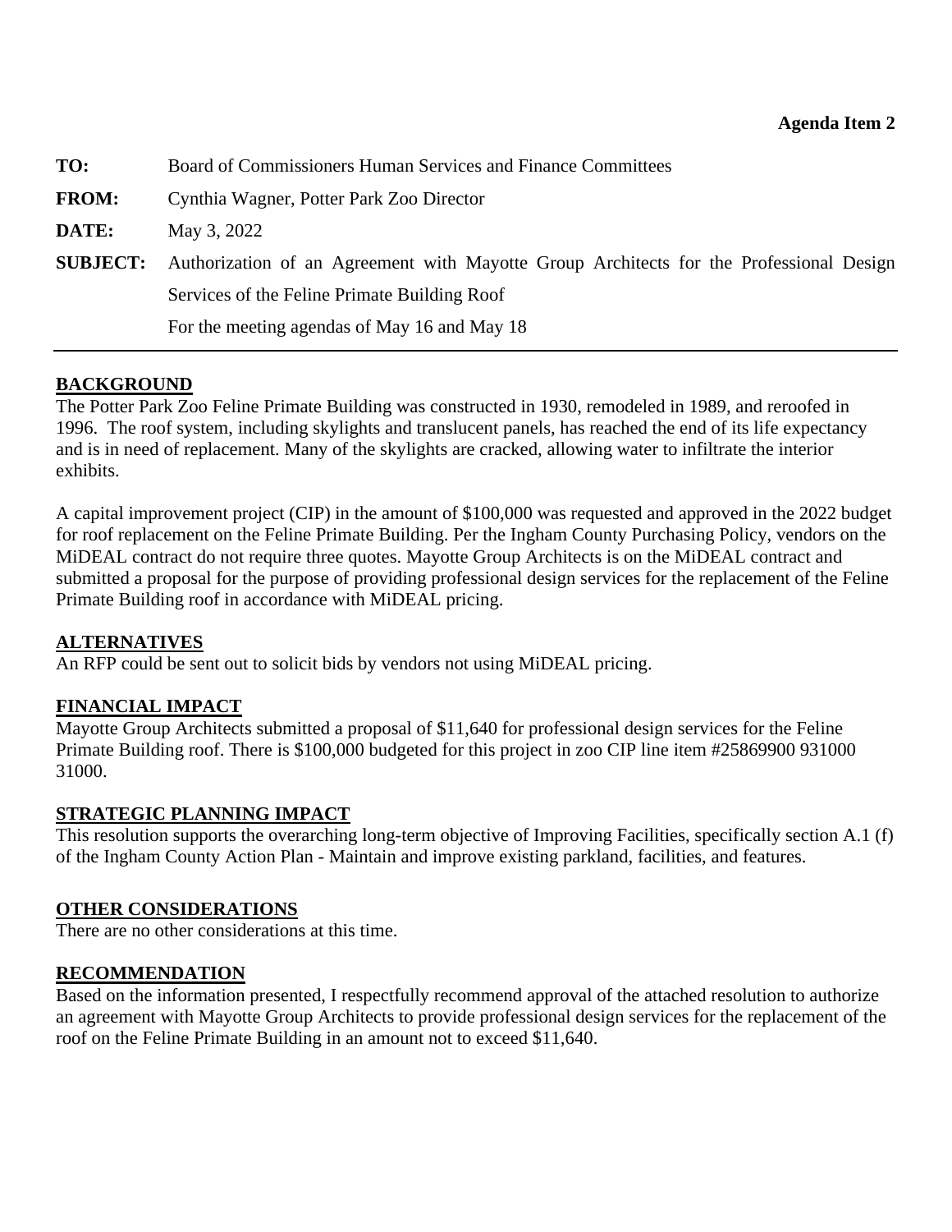**Agenda Item 2**

**TO:** Board of Commissioners Human Services and Finance Committees

**FROM:** Cynthia Wagner, Potter Park Zoo Director

**DATE:** May 3, 2022

**SUBJECT:** Authorization of an Agreement with Mayotte Group Architects for the Professional Design Services of the Feline Primate Building Roof

For the meeting agendas of May 16 and May 18

---

## BACKGROUND

The Potter Park Zoo Feline Primate Building was constructed in 1930, remodeled in 1989, and reroofed in 1996. The roof system, including skylights and translucent panels, has reached the end of its life expectancy and is in need of replacement. Many of the skylights are cracked, allowing water to infiltrate the interior exhibits.

A capital improvement project (CIP) in the amount of $100,000 was requested and approved in the 2022 budget for roof replacement on the Feline Primate Building. Per the Ingham County Purchasing Policy, vendors on the MiDEAL contract do not require three quotes. Mayotte Group Architects is on the MiDEAL contract and submitted a proposal for the purpose of providing professional design services for the replacement of the Feline Primate Building roof in accordance with MiDEAL pricing.

## ALTERNATIVES

An RFP could be sent out to solicit bids by vendors not using MiDEAL pricing.

## FINANCIAL IMPACT

Mayotte Group Architects submitted a proposal of $11,640 for professional design services for the Feline Primate Building roof. There is $100,000 budgeted for this project in zoo CIP line item #25869900 931000 31000.

## STRATEGIC PLANNING IMPACT

This resolution supports the overarching long-term objective of Improving Facilities, specifically section A.1 (f) of the Ingham County Action Plan - Maintain and improve existing parkland, facilities, and features.

## OTHER CONSIDERATIONS

There are no other considerations at this time.

## RECOMMENDATION

Based on the information presented, I respectfully recommend approval of the attached resolution to authorize an agreement with Mayotte Group Architects to provide professional design services for the replacement of the roof on the Feline Primate Building in an amount not to exceed $11,640.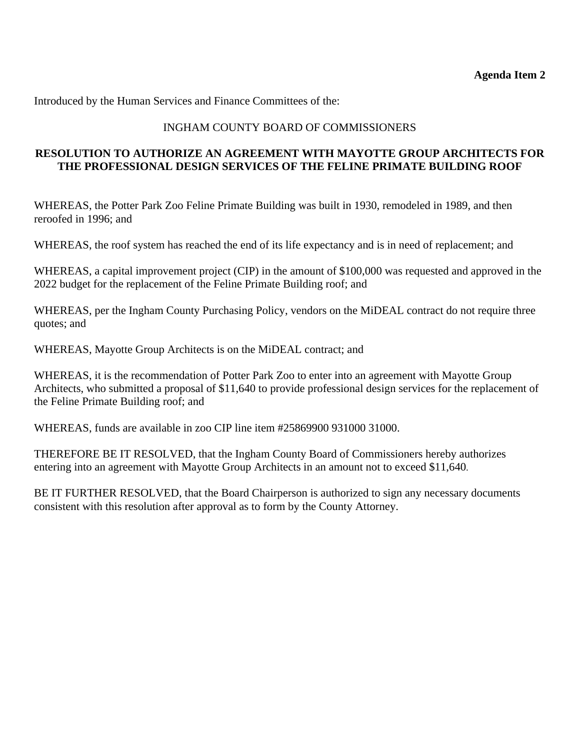**Agenda Item 2**

Introduced by the Human Services and Finance Committees of the:

INGHAM COUNTY BOARD OF COMMISSIONERS

**RESOLUTION TO AUTHORIZE AN AGREEMENT WITH MAYOTTE GROUP ARCHITECTS FOR THE PROFESSIONAL DESIGN SERVICES OF THE FELINE PRIMATE BUILDING ROOF**

WHEREAS, the Potter Park Zoo Feline Primate Building was built in 1930, remodeled in 1989, and then reroofed in 1996; and

WHEREAS, the roof system has reached the end of its life expectancy and is in need of replacement; and

WHEREAS, a capital improvement project (CIP) in the amount of $100,000 was requested and approved in the 2022 budget for the replacement of the Feline Primate Building roof; and

WHEREAS, per the Ingham County Purchasing Policy, vendors on the MiDEAL contract do not require three quotes; and

WHEREAS, Mayotte Group Architects is on the MiDEAL contract; and

WHEREAS, it is the recommendation of Potter Park Zoo to enter into an agreement with Mayotte Group Architects, who submitted a proposal of $11,640 to provide professional design services for the replacement of the Feline Primate Building roof; and

WHEREAS, funds are available in zoo CIP line item #25869900 931000 31000.

THEREFORE BE IT RESOLVED, that the Ingham County Board of Commissioners hereby authorizes entering into an agreement with Mayotte Group Architects in an amount not to exceed $11,640.

BE IT FURTHER RESOLVED, that the Board Chairperson is authorized to sign any necessary documents consistent with this resolution after approval as to form by the County Attorney.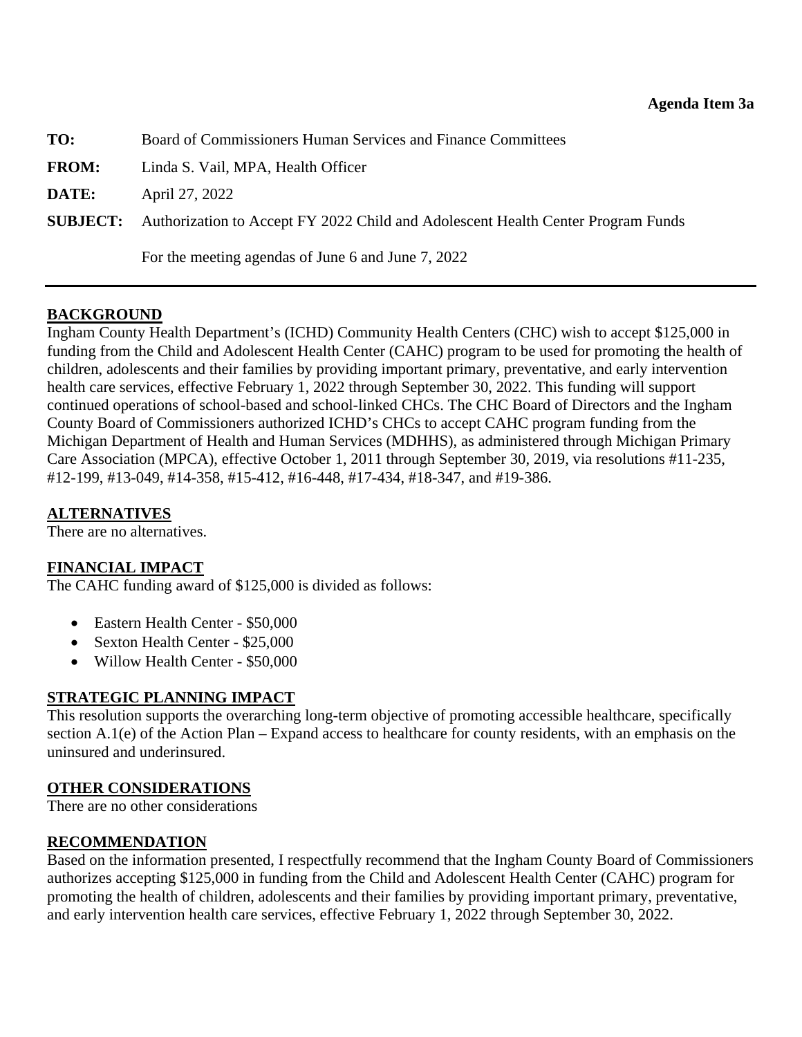**Agenda Item 3a**

**TO:** Board of Commissioners Human Services and Finance Committees

**FROM:** Linda S. Vail, MPA, Health Officer

**DATE:** April 27, 2022

**SUBJECT:** Authorization to Accept FY 2022 Child and Adolescent Health Center Program Funds

For the meeting agendas of June 6 and June 7, 2022

---

## BACKGROUND

Ingham County Health Department's (ICHD) Community Health Centers (CHC) wish to accept $125,000 in funding from the Child and Adolescent Health Center (CAHC) program to be used for promoting the health of children, adolescents and their families by providing important primary, preventative, and early intervention health care services, effective February 1, 2022 through September 30, 2022. This funding will support continued operations of school-based and school-linked CHCs. The CHC Board of Directors and the Ingham County Board of Commissioners authorized ICHD's CHCs to accept CAHC program funding from the Michigan Department of Health and Human Services (MDHHS), as administered through Michigan Primary Care Association (MPCA), effective October 1, 2011 through September 30, 2019, via resolutions #11-235, #12-199, #13-049, #14-358, #15-412, #16-448, #17-434, #18-347, and #19-386.

## ALTERNATIVES

There are no alternatives.

## FINANCIAL IMPACT

The CAHC funding award of $125,000 is divided as follows:

- Eastern Health Center - $50,000
- Sexton Health Center - $25,000
- Willow Health Center - $50,000

## STRATEGIC PLANNING IMPACT

This resolution supports the overarching long-term objective of promoting accessible healthcare, specifically section A.1(e) of the Action Plan – Expand access to healthcare for county residents, with an emphasis on the uninsured and underinsured.

## OTHER CONSIDERATIONS

There are no other considerations

## RECOMMENDATION

Based on the information presented, I respectfully recommend that the Ingham County Board of Commissioners authorizes accepting $125,000 in funding from the Child and Adolescent Health Center (CAHC) program for promoting the health of children, adolescents and their families by providing important primary, preventative, and early intervention health care services, effective February 1, 2022 through September 30, 2022.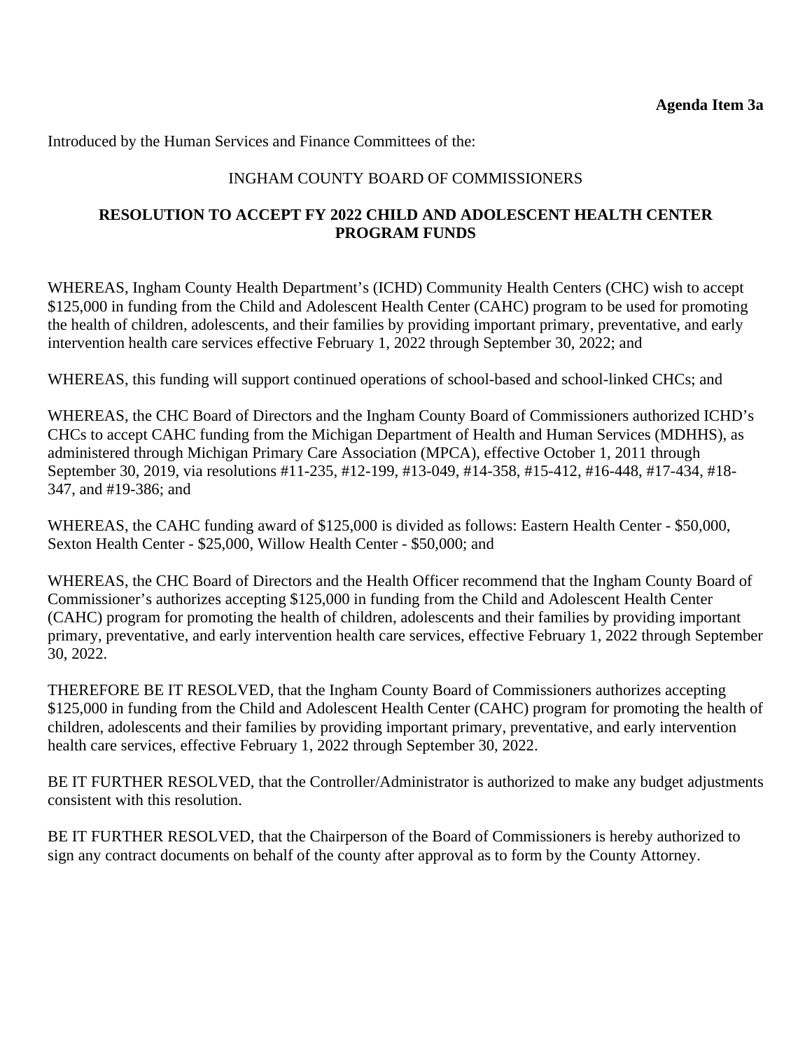**Agenda Item 3a**

Introduced by the Human Services and Finance Committees of the:

INGHAM COUNTY BOARD OF COMMISSIONERS

**RESOLUTION TO ACCEPT FY 2022 CHILD AND ADOLESCENT HEALTH CENTER PROGRAM FUNDS**

WHEREAS, Ingham County Health Department's (ICHD) Community Health Centers (CHC) wish to accept $125,000 in funding from the Child and Adolescent Health Center (CAHC) program to be used for promoting the health of children, adolescents, and their families by providing important primary, preventative, and early intervention health care services effective February 1, 2022 through September 30, 2022; and

WHEREAS, this funding will support continued operations of school-based and school-linked CHCs; and

WHEREAS, the CHC Board of Directors and the Ingham County Board of Commissioners authorized ICHD's CHCs to accept CAHC funding from the Michigan Department of Health and Human Services (MDHHS), as administered through Michigan Primary Care Association (MPCA), effective October 1, 2011 through September 30, 2019, via resolutions #11-235, #12-199, #13-049, #14-358, #15-412, #16-448, #17-434, #18-347, and #19-386; and

WHEREAS, the CAHC funding award of $125,000 is divided as follows: Eastern Health Center - $50,000, Sexton Health Center - $25,000, Willow Health Center - $50,000; and

WHEREAS, the CHC Board of Directors and the Health Officer recommend that the Ingham County Board of Commissioner's authorizes accepting $125,000 in funding from the Child and Adolescent Health Center (CAHC) program for promoting the health of children, adolescents and their families by providing important primary, preventative, and early intervention health care services, effective February 1, 2022 through September 30, 2022.

THEREFORE BE IT RESOLVED, that the Ingham County Board of Commissioners authorizes accepting $125,000 in funding from the Child and Adolescent Health Center (CAHC) program for promoting the health of children, adolescents and their families by providing important primary, preventative, and early intervention health care services, effective February 1, 2022 through September 30, 2022.

BE IT FURTHER RESOLVED, that the Controller/Administrator is authorized to make any budget adjustments consistent with this resolution.

BE IT FURTHER RESOLVED, that the Chairperson of the Board of Commissioners is hereby authorized to sign any contract documents on behalf of the county after approval as to form by the County Attorney.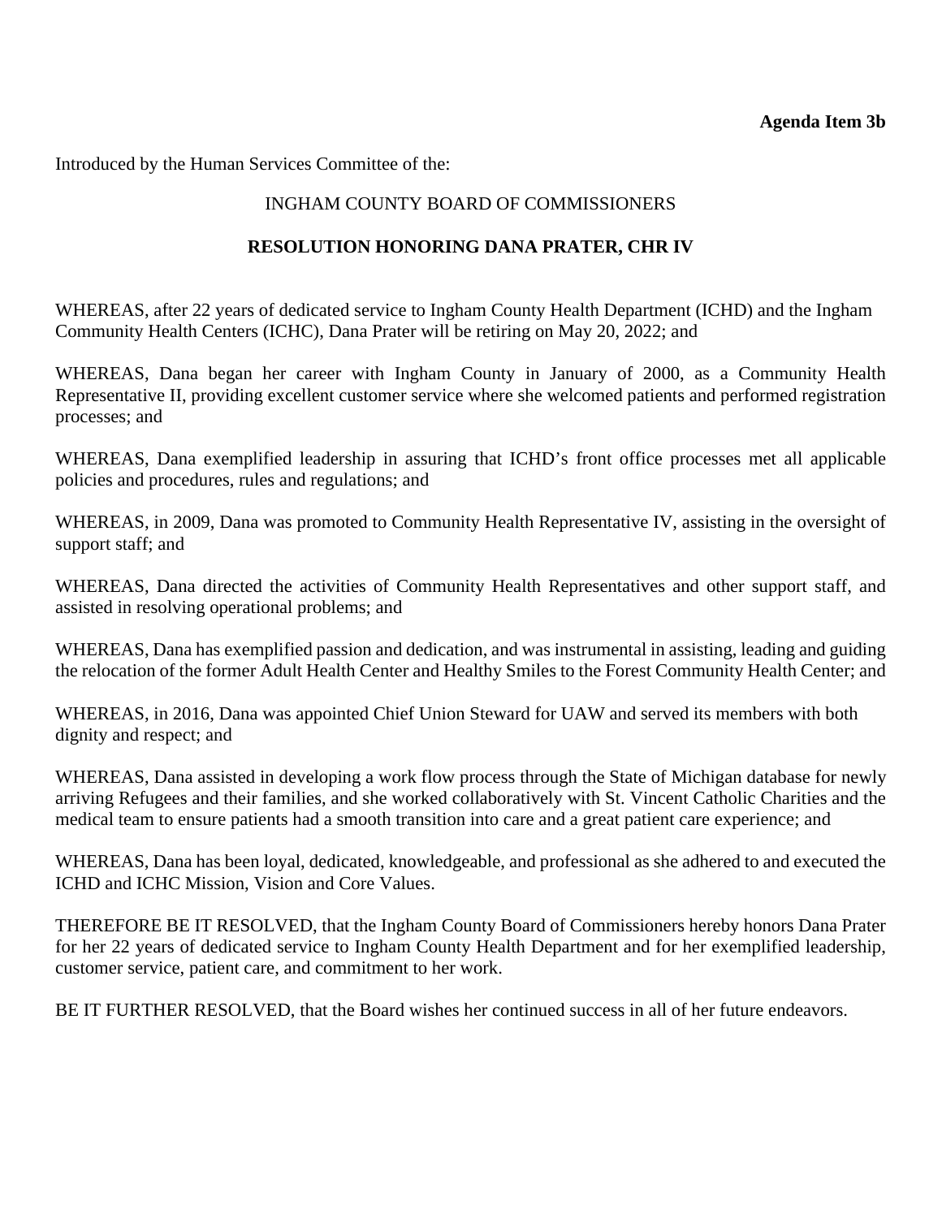**Agenda Item 3b**

Introduced by the Human Services Committee of the:

INGHAM COUNTY BOARD OF COMMISSIONERS

**RESOLUTION HONORING DANA PRATER, CHR IV**

WHEREAS, after 22 years of dedicated service to Ingham County Health Department (ICHD) and the Ingham Community Health Centers (ICHC), Dana Prater will be retiring on May 20, 2022; and

WHEREAS, Dana began her career with Ingham County in January of 2000, as a Community Health Representative II, providing excellent customer service where she welcomed patients and performed registration processes; and

WHEREAS, Dana exemplified leadership in assuring that ICHD's front office processes met all applicable policies and procedures, rules and regulations; and

WHEREAS, in 2009, Dana was promoted to Community Health Representative IV, assisting in the oversight of support staff; and

WHEREAS, Dana directed the activities of Community Health Representatives and other support staff, and assisted in resolving operational problems; and

WHEREAS, Dana has exemplified passion and dedication, and was instrumental in assisting, leading and guiding the relocation of the former Adult Health Center and Healthy Smiles to the Forest Community Health Center; and

WHEREAS, in 2016, Dana was appointed Chief Union Steward for UAW and served its members with both dignity and respect; and

WHEREAS, Dana assisted in developing a work flow process through the State of Michigan database for newly arriving Refugees and their families, and she worked collaboratively with St. Vincent Catholic Charities and the medical team to ensure patients had a smooth transition into care and a great patient care experience; and

WHEREAS, Dana has been loyal, dedicated, knowledgeable, and professional as she adhered to and executed the ICHD and ICHC Mission, Vision and Core Values.

THEREFORE BE IT RESOLVED, that the Ingham County Board of Commissioners hereby honors Dana Prater for her 22 years of dedicated service to Ingham County Health Department and for her exemplified leadership, customer service, patient care, and commitment to her work.

BE IT FURTHER RESOLVED, that the Board wishes her continued success in all of her future endeavors.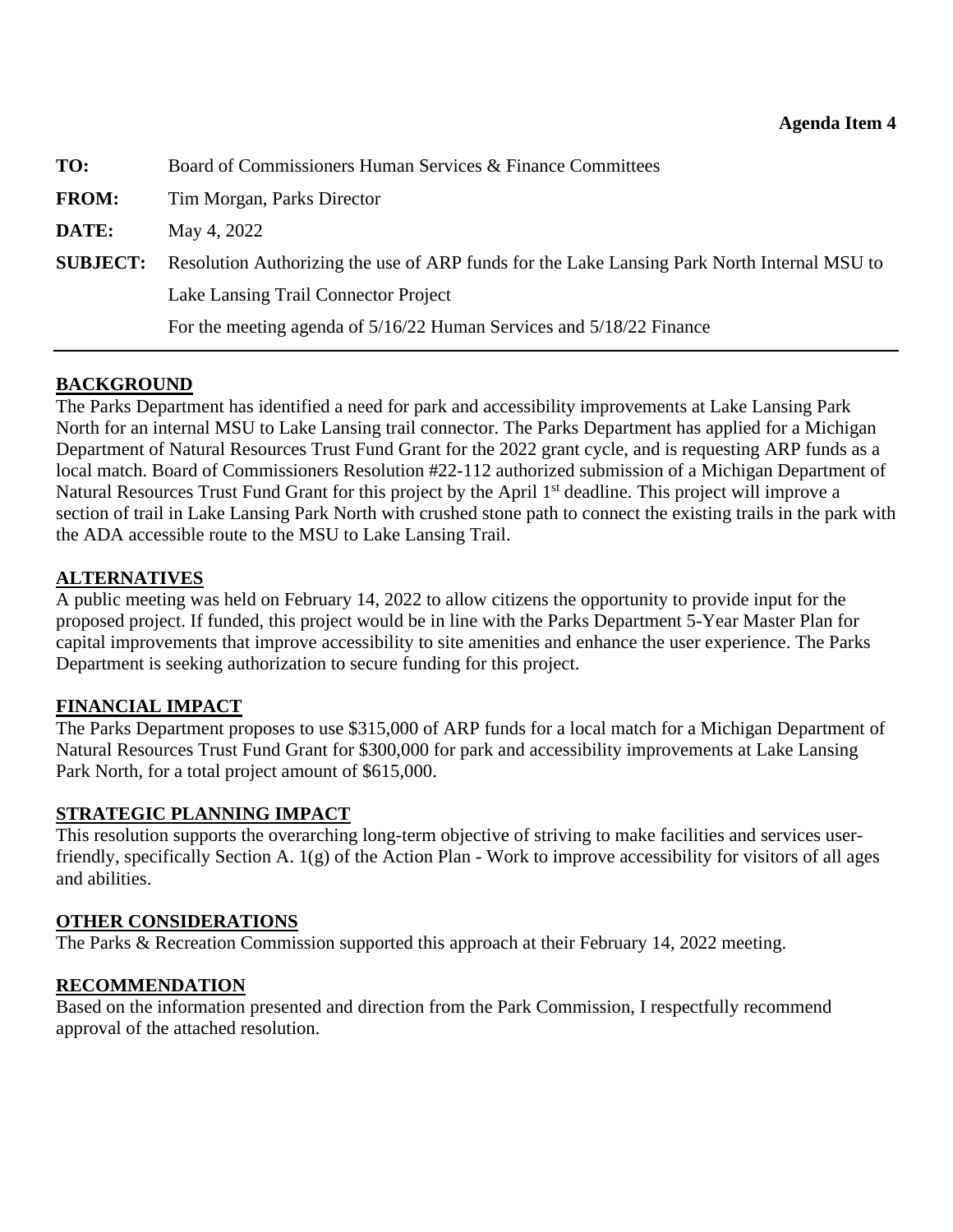**Agenda Item 4**

**TO:** Board of Commissioners Human Services & Finance Committees

**FROM:** Tim Morgan, Parks Director

**DATE:** May 4, 2022

**SUBJECT:** Resolution Authorizing the use of ARP funds for the Lake Lansing Park North Internal MSU to Lake Lansing Trail Connector Project

For the meeting agenda of 5/16/22 Human Services and 5/18/22 Finance

---

## BACKGROUND

The Parks Department has identified a need for park and accessibility improvements at Lake Lansing Park North for an internal MSU to Lake Lansing trail connector. The Parks Department has applied for a Michigan Department of Natural Resources Trust Fund Grant for the 2022 grant cycle, and is requesting ARP funds as a local match. Board of Commissioners Resolution #22-112 authorized submission of a Michigan Department of Natural Resources Trust Fund Grant for this project by the April 1st deadline. This project will improve a section of trail in Lake Lansing Park North with crushed stone path to connect the existing trails in the park with the ADA accessible route to the MSU to Lake Lansing Trail.

## ALTERNATIVES

A public meeting was held on February 14, 2022 to allow citizens the opportunity to provide input for the proposed project. If funded, this project would be in line with the Parks Department 5-Year Master Plan for capital improvements that improve accessibility to site amenities and enhance the user experience. The Parks Department is seeking authorization to secure funding for this project.

## FINANCIAL IMPACT

The Parks Department proposes to use $315,000 of ARP funds for a local match for a Michigan Department of Natural Resources Trust Fund Grant for $300,000 for park and accessibility improvements at Lake Lansing Park North, for a total project amount of $615,000.

## STRATEGIC PLANNING IMPACT

This resolution supports the overarching long-term objective of striving to make facilities and services user-friendly, specifically Section A. 1(g) of the Action Plan - Work to improve accessibility for visitors of all ages and abilities.

## OTHER CONSIDERATIONS

The Parks & Recreation Commission supported this approach at their February 14, 2022 meeting.

## RECOMMENDATION

Based on the information presented and direction from the Park Commission, I respectfully recommend approval of the attached resolution.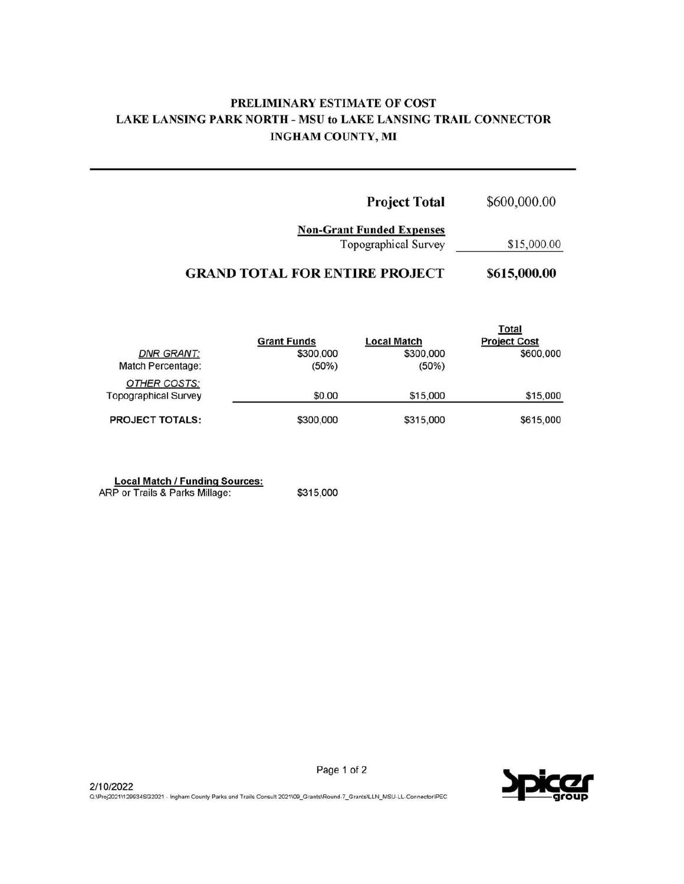# PRELIMINARY ESTIMATE OF COST
## LAKE LANSING PARK NORTH - MSU to LAKE LANSING TRAIL CONNECTOR
### INGHAM COUNTY, MI

---

| | |
|---|---|
| **Project Total** | $600,000.00 |
| **Non-Grant Funded Expenses** | |
| Topographical Survey | $15,000.00 |
| **GRAND TOTAL FOR ENTIRE PROJECT** | **$615,000.00** |

| | Grant Funds | Local Match | Total Project Cost |
|---|---|---|---|
| *DNR GRANT:* | $300,000 | $300,000 | $600,000 |
| Match Percentage: | (50%) | (50%) | |
| *OTHER COSTS:* | | | |
| Topographical Survey | $0.00 | $15,000 | $15,000 |
| **PROJECT TOTALS:** | $300,000 | $315,000 | $615,000 |

**Local Match / Funding Sources:**

| | |
|---|---|
| ARP or Trails & Parks Millage: | $315,000 |

2/10/2022

Q:\Proj2021\129634SG2021 - Ingham County Parks and Trails Consult 2021\09_Grants\Round-7_Grants\LLN_MSU-LL-Connector\PEC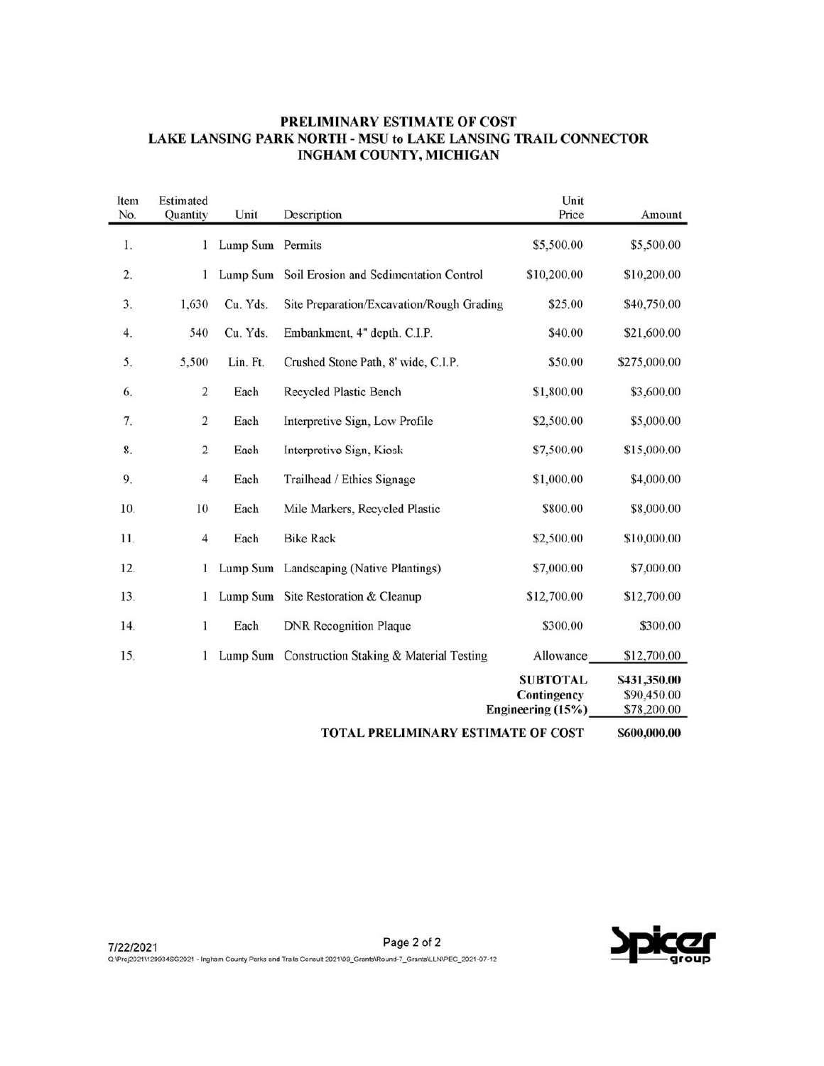# PRELIMINARY ESTIMATE OF COST
## LAKE LANSING PARK NORTH - MSU to LAKE LANSING TRAIL CONNECTOR
## INGHAM COUNTY, MICHIGAN

| Item No. | Estimated Quantity | Unit | Description | Unit Price | Amount |
|---|---|---|---|---|---|
| 1. | 1 | Lump Sum | Permits | $5,500.00 | $5,500.00 |
| 2. | 1 | Lump Sum | Soil Erosion and Sedimentation Control | $10,200.00 | $10,200.00 |
| 3. | 1,630 | Cu. Yds. | Site Preparation/Excavation/Rough Grading | $25.00 | $40,750.00 |
| 4. | 540 | Cu. Yds. | Embankment, 4" depth. C.I.P. | $40.00 | $21,600.00 |
| 5. | 5,500 | Lin. Ft. | Crushed Stone Path, 8' wide, C.I.P. | $50.00 | $275,000.00 |
| 6. | 2 | Each | Recycled Plastic Bench | $1,800.00 | $3,600.00 |
| 7. | 2 | Each | Interpretive Sign, Low Profile | $2,500.00 | $5,000.00 |
| 8. | 2 | Each | Interpretive Sign, Kiosk | $7,500.00 | $15,000.00 |
| 9. | 4 | Each | Trailhead / Ethics Signage | $1,000.00 | $4,000.00 |
| 10. | 10 | Each | Mile Markers, Recycled Plastic | $800.00 | $8,000.00 |
| 11. | 4 | Each | Bike Rack | $2,500.00 | $10,000.00 |
| 12. | 1 | Lump Sum | Landscaping (Native Plantings) | $7,000.00 | $7,000.00 |
| 13. | 1 | Lump Sum | Site Restoration & Cleanup | $12,700.00 | $12,700.00 |
| 14. | 1 | Each | DNR Recognition Plaque | $300.00 | $300.00 |
| 15. | 1 | Lump Sum | Construction Staking & Material Testing | Allowance | $12,700.00 |
| | | | | **SUBTOTAL** | **$431,350.00** |
| | | | | **Contingency** | $90,450.00 |
| | | | | **Engineering (15%)** | $78,200.00 |
| | | | **TOTAL PRELIMINARY ESTIMATE OF COST** | | **$600,000.00** |

7/22/2021

Q:\Proj2021\129934SG2021 - Ingham County Parks and Trails Consult 2021\09_Grants\Round-7_Grants\LLN\PEC_2021-07-12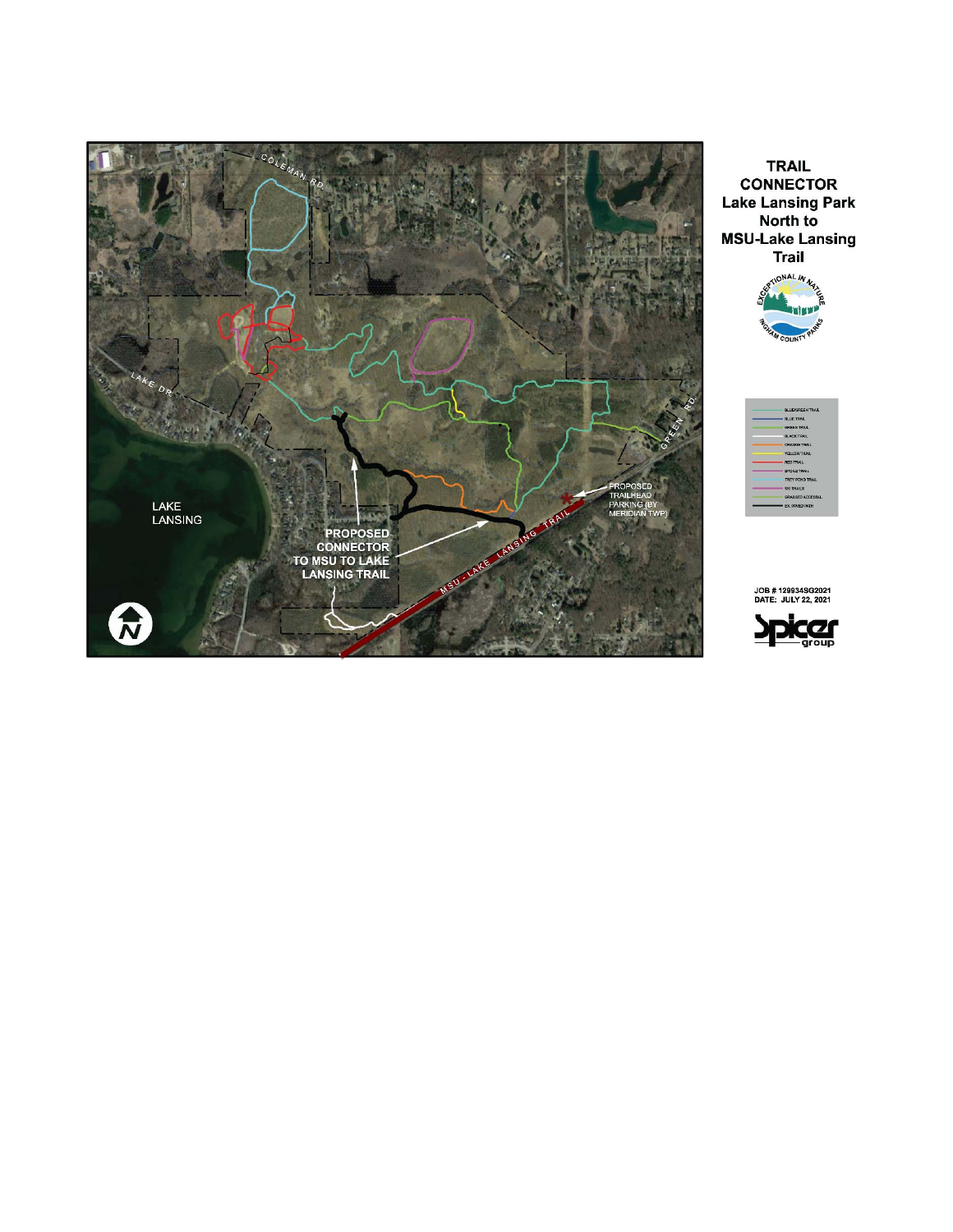# TRAIL CONNECTOR Lake Lansing Park North to MSU-Lake Lansing Trail

COLEMAN RD.

LAKE DR.

GREEN RD.

LAKE LANSING

PROPOSED CONNECTOR TO MSU TO LAKE LANSING TRAIL

PROPOSED TRAILHEAD PARKING (BY MERIDIAN TWP)

MSU - LAKE LANSING TRAIL

EXCEPTIONAL IN NATURE

INGHAM COUNTY PARKS

- BLUE/GREEN TRAIL
- BLUE TRAIL
- INDIAN TRAIL
- BLACK TRAIL
- ORANGE TRAIL
- YELLOW TRAIL
- RED TRAIL
- SPOKE TRAIL
- TREY POND TRAIL
- SKI TRAILS
- GRASSED ACCESS
- EX. PAVED PATH

JOB # 129934SG2021
DATE: JULY 22, 2021

Spicer group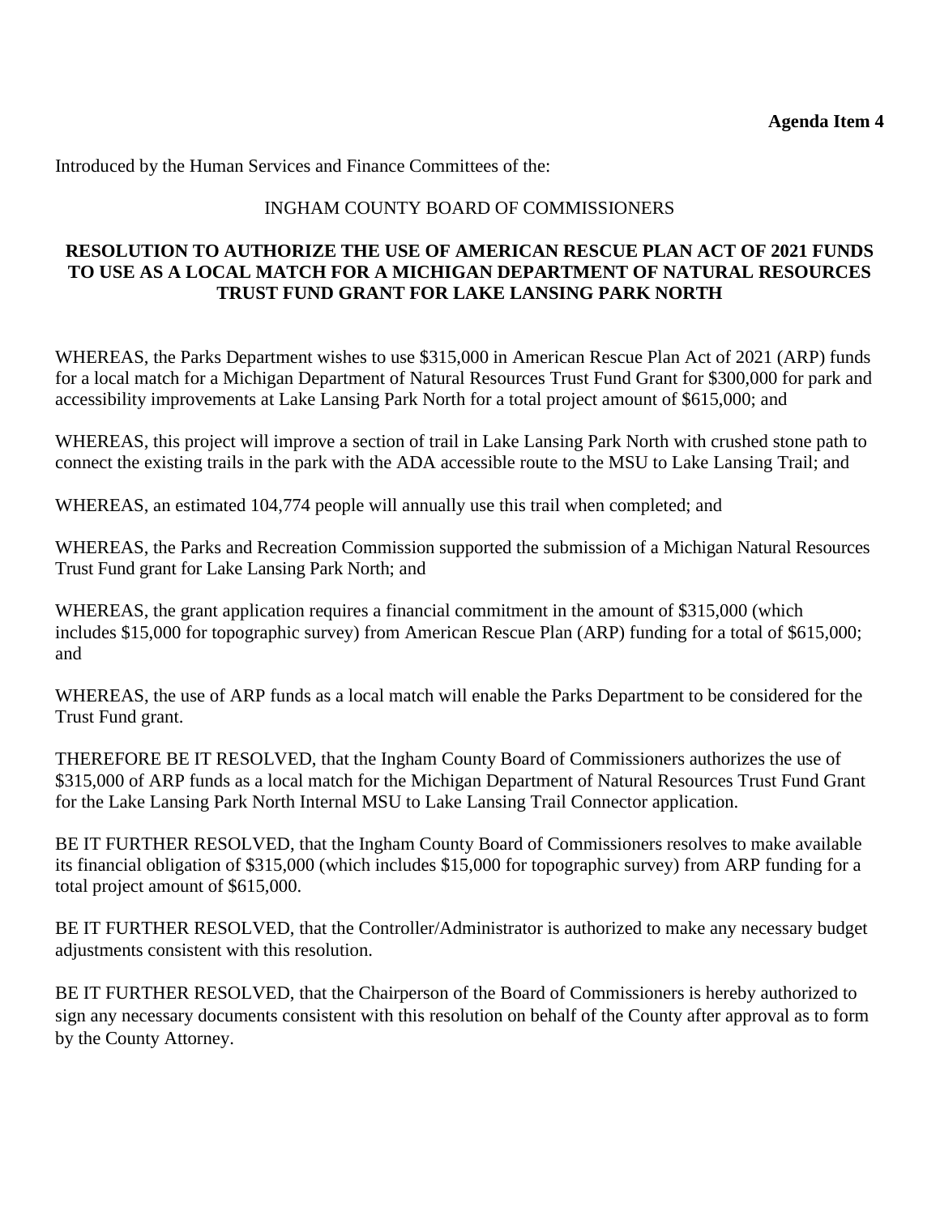**Agenda Item 4**

Introduced by the Human Services and Finance Committees of the:

INGHAM COUNTY BOARD OF COMMISSIONERS

**RESOLUTION TO AUTHORIZE THE USE OF AMERICAN RESCUE PLAN ACT OF 2021 FUNDS TO USE AS A LOCAL MATCH FOR A MICHIGAN DEPARTMENT OF NATURAL RESOURCES TRUST FUND GRANT FOR LAKE LANSING PARK NORTH**

WHEREAS, the Parks Department wishes to use $315,000 in American Rescue Plan Act of 2021 (ARP) funds for a local match for a Michigan Department of Natural Resources Trust Fund Grant for $300,000 for park and accessibility improvements at Lake Lansing Park North for a total project amount of $615,000; and

WHEREAS, this project will improve a section of trail in Lake Lansing Park North with crushed stone path to connect the existing trails in the park with the ADA accessible route to the MSU to Lake Lansing Trail; and

WHEREAS, an estimated 104,774 people will annually use this trail when completed; and

WHEREAS, the Parks and Recreation Commission supported the submission of a Michigan Natural Resources Trust Fund grant for Lake Lansing Park North; and

WHEREAS, the grant application requires a financial commitment in the amount of $315,000 (which includes $15,000 for topographic survey) from American Rescue Plan (ARP) funding for a total of $615,000; and

WHEREAS, the use of ARP funds as a local match will enable the Parks Department to be considered for the Trust Fund grant.

THEREFORE BE IT RESOLVED, that the Ingham County Board of Commissioners authorizes the use of $315,000 of ARP funds as a local match for the Michigan Department of Natural Resources Trust Fund Grant for the Lake Lansing Park North Internal MSU to Lake Lansing Trail Connector application.

BE IT FURTHER RESOLVED, that the Ingham County Board of Commissioners resolves to make available its financial obligation of $315,000 (which includes $15,000 for topographic survey) from ARP funding for a total project amount of $615,000.

BE IT FURTHER RESOLVED, that the Controller/Administrator is authorized to make any necessary budget adjustments consistent with this resolution.

BE IT FURTHER RESOLVED, that the Chairperson of the Board of Commissioners is hereby authorized to sign any necessary documents consistent with this resolution on behalf of the County after approval as to form by the County Attorney.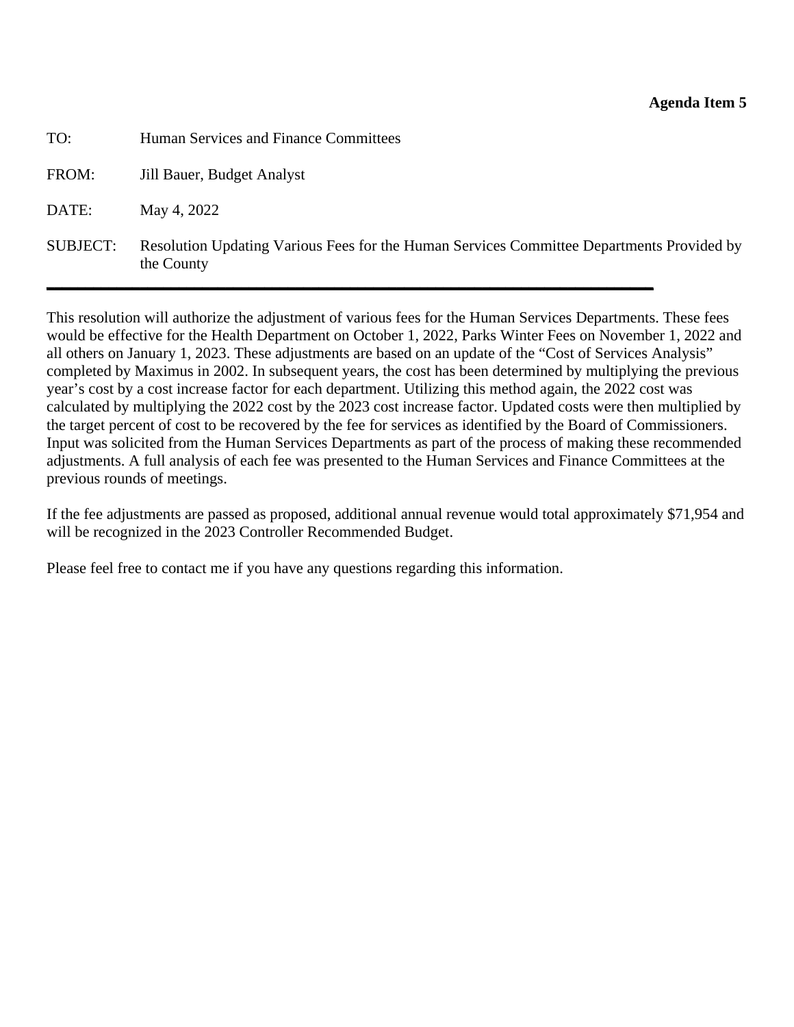**Agenda Item 5**

TO: Human Services and Finance Committees

FROM: Jill Bauer, Budget Analyst

DATE: May 4, 2022

SUBJECT: Resolution Updating Various Fees for the Human Services Committee Departments Provided by the County

---

This resolution will authorize the adjustment of various fees for the Human Services Departments. These fees would be effective for the Health Department on October 1, 2022, Parks Winter Fees on November 1, 2022 and all others on January 1, 2023. These adjustments are based on an update of the "Cost of Services Analysis" completed by Maximus in 2002. In subsequent years, the cost has been determined by multiplying the previous year's cost by a cost increase factor for each department. Utilizing this method again, the 2022 cost was calculated by multiplying the 2022 cost by the 2023 cost increase factor. Updated costs were then multiplied by the target percent of cost to be recovered by the fee for services as identified by the Board of Commissioners. Input was solicited from the Human Services Departments as part of the process of making these recommended adjustments. A full analysis of each fee was presented to the Human Services and Finance Committees at the previous rounds of meetings.

If the fee adjustments are passed as proposed, additional annual revenue would total approximately $71,954 and will be recognized in the 2023 Controller Recommended Budget.

Please feel free to contact me if you have any questions regarding this information.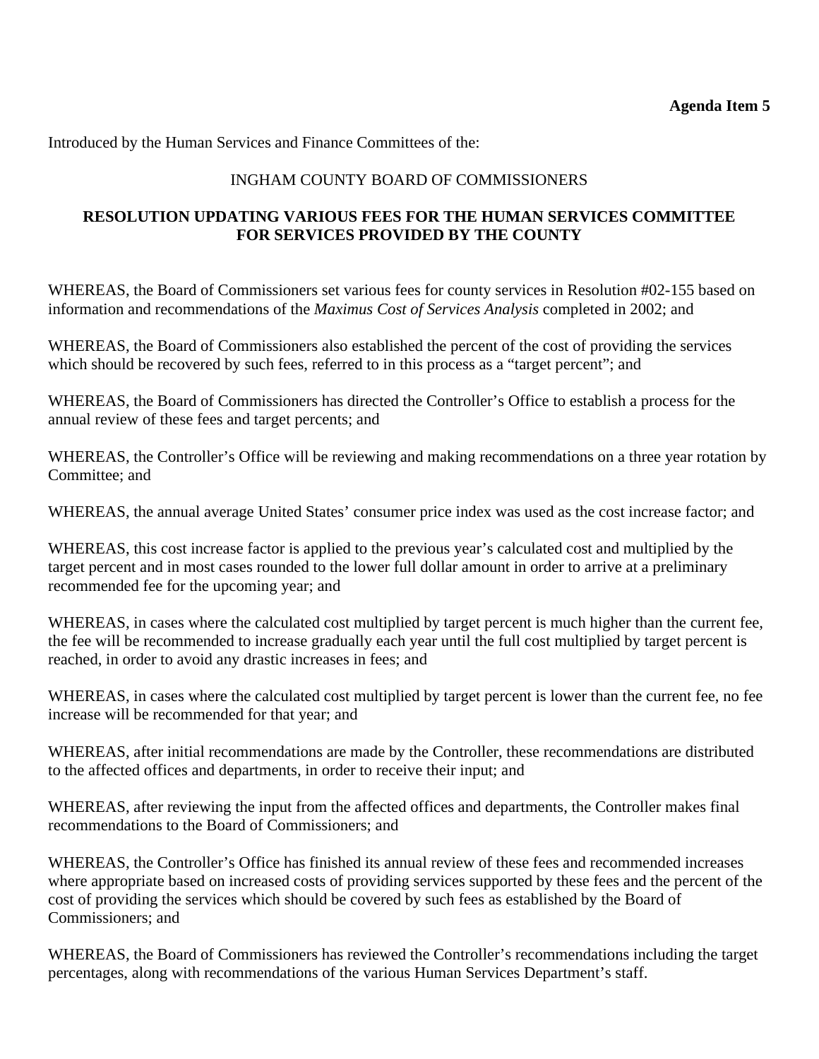**Agenda Item 5**

Introduced by the Human Services and Finance Committees of the:

INGHAM COUNTY BOARD OF COMMISSIONERS

**RESOLUTION UPDATING VARIOUS FEES FOR THE HUMAN SERVICES COMMITTEE FOR SERVICES PROVIDED BY THE COUNTY**

WHEREAS, the Board of Commissioners set various fees for county services in Resolution #02-155 based on information and recommendations of the *Maximus Cost of Services Analysis* completed in 2002; and

WHEREAS, the Board of Commissioners also established the percent of the cost of providing the services which should be recovered by such fees, referred to in this process as a "target percent"; and

WHEREAS, the Board of Commissioners has directed the Controller's Office to establish a process for the annual review of these fees and target percents; and

WHEREAS, the Controller's Office will be reviewing and making recommendations on a three year rotation by Committee; and

WHEREAS, the annual average United States' consumer price index was used as the cost increase factor; and

WHEREAS, this cost increase factor is applied to the previous year's calculated cost and multiplied by the target percent and in most cases rounded to the lower full dollar amount in order to arrive at a preliminary recommended fee for the upcoming year; and

WHEREAS, in cases where the calculated cost multiplied by target percent is much higher than the current fee, the fee will be recommended to increase gradually each year until the full cost multiplied by target percent is reached, in order to avoid any drastic increases in fees; and

WHEREAS, in cases where the calculated cost multiplied by target percent is lower than the current fee, no fee increase will be recommended for that year; and

WHEREAS, after initial recommendations are made by the Controller, these recommendations are distributed to the affected offices and departments, in order to receive their input; and

WHEREAS, after reviewing the input from the affected offices and departments, the Controller makes final recommendations to the Board of Commissioners; and

WHEREAS, the Controller's Office has finished its annual review of these fees and recommended increases where appropriate based on increased costs of providing services supported by these fees and the percent of the cost of providing the services which should be covered by such fees as established by the Board of Commissioners; and

WHEREAS, the Board of Commissioners has reviewed the Controller's recommendations including the target percentages, along with recommendations of the various Human Services Department's staff.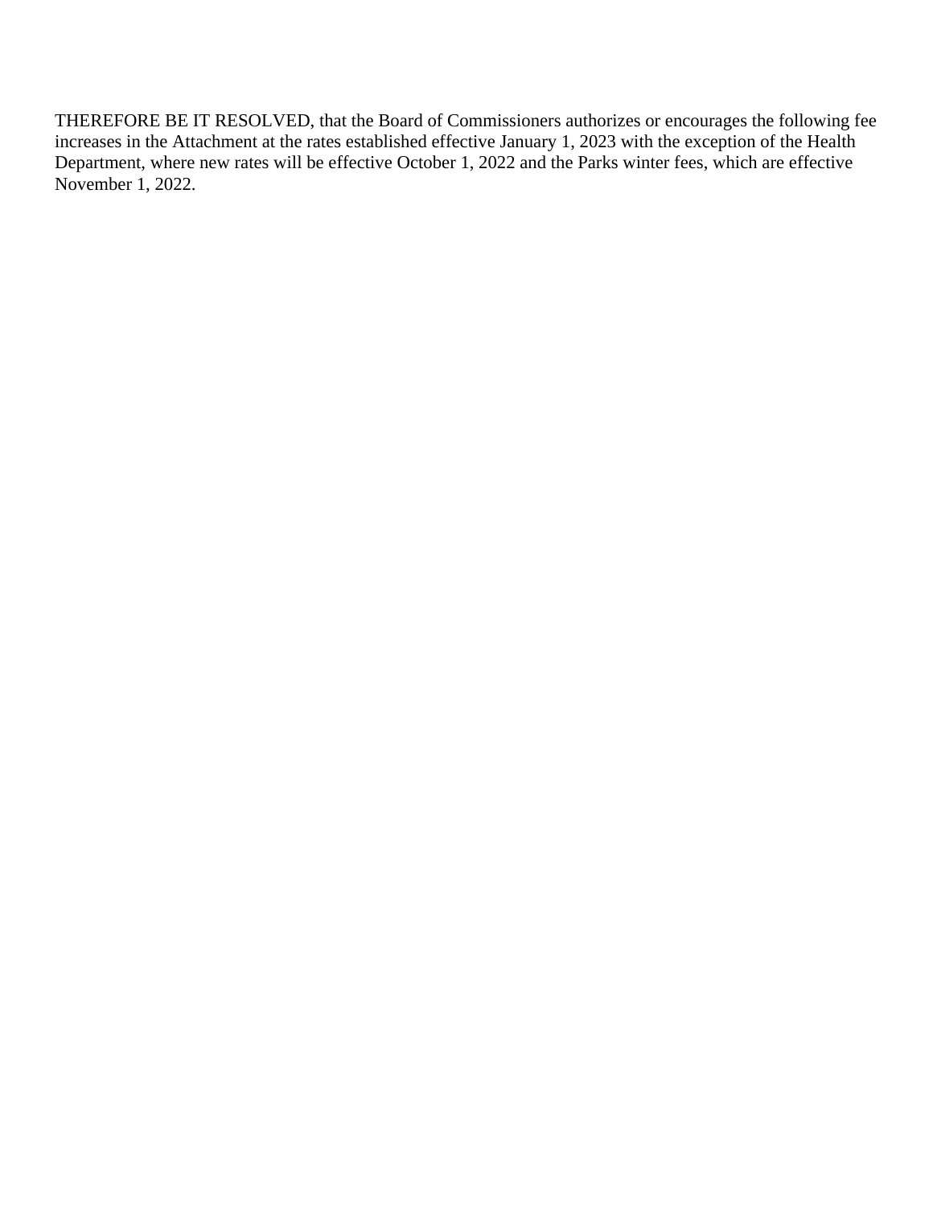THEREFORE BE IT RESOLVED, that the Board of Commissioners authorizes or encourages the following fee increases in the Attachment at the rates established effective January 1, 2023 with the exception of the Health Department, where new rates will be effective October 1, 2022 and the Parks winter fees, which are effective November 1, 2022.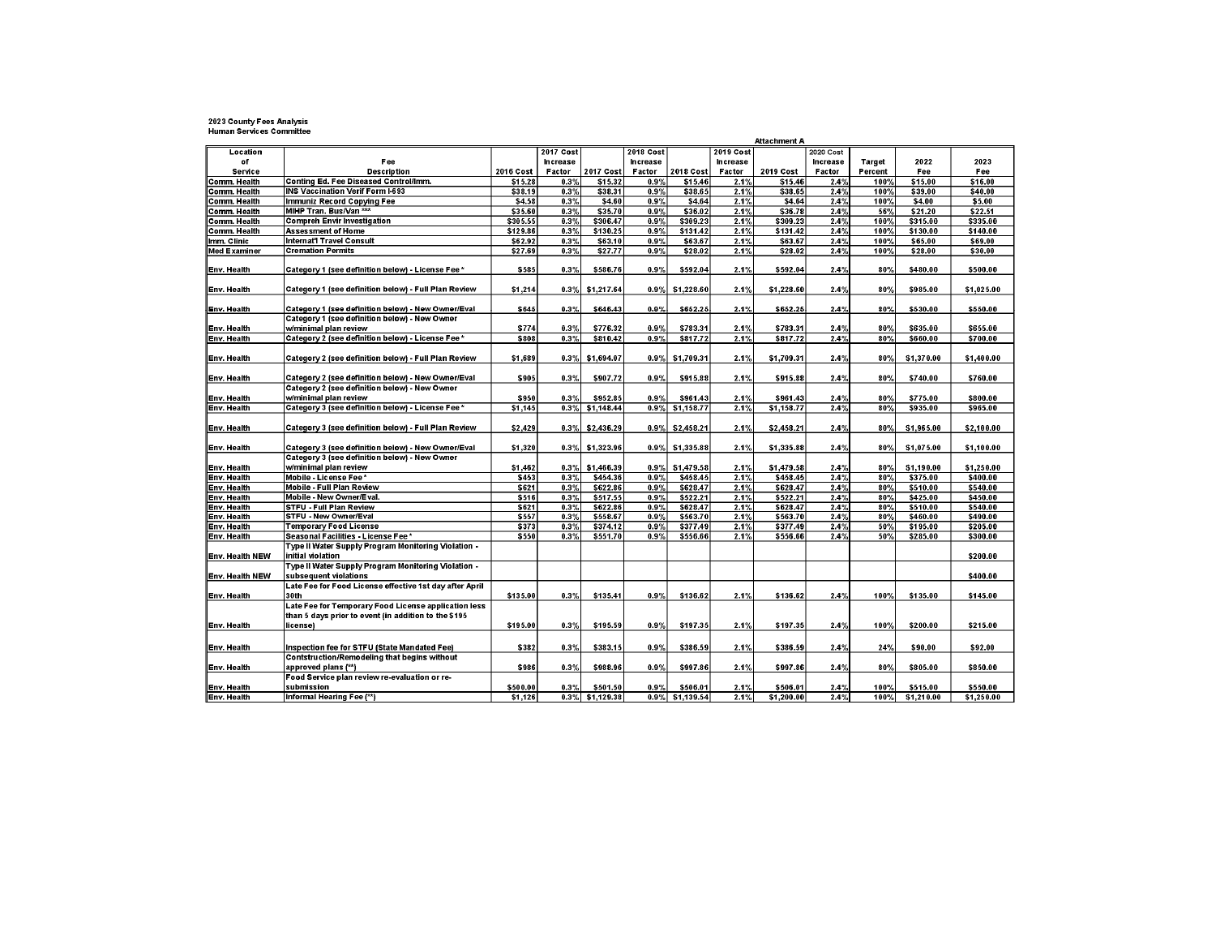2023 County Fees Analysis
Human Services Committee

Attachment A

| Location of Service | Fee Description | 2016 Cost | 2017 Cost Increase Factor | 2017 Cost | 2018 Cost Increase Factor | 2018 Cost | 2019 Cost Increase Factor | 2019 Cost | 2020 Cost Increase Factor | Target Percent | 2022 Fee | 2023 Fee |
|---|---|---|---|---|---|---|---|---|---|---|---|---|
| Comm. Health | Conting Ed. Fee Diseased Control/Imm. | $15.28 | 0.3% | $15.32 | 0.9% | $15.46 | 2.1% | $15.46 | 2.4% | 100% | $15.00 | $16.00 |
| Comm. Health | INS Vaccination Verif Form I-693 | $38.19 | 0.3% | $38.31 | 0.9% | $38.65 | 2.1% | $38.65 | 2.4% | 100% | $39.00 | $40.00 |
| Comm. Health | Immuniz Record Copying Fee | $4.58 | 0.3% | $4.60 | 0.9% | $4.64 | 2.1% | $4.64 | 2.4% | 100% | $4.00 | $5.00 |
| Comm. Health | MIHP Tran. Bus/Van *** | $35.60 | 0.3% | $35.70 | 0.9% | $36.02 | 2.1% | $36.78 | 2.4% | 56% | $21.20 | $22.51 |
| Comm. Health | Compreh Envir Investigation | $305.55 | 0.3% | $306.47 | 0.9% | $309.23 | 2.1% | $309.23 | 2.4% | 100% | $315.00 | $335.00 |
| Comm. Health | Assessment of Home | $129.86 | 0.3% | $130.25 | 0.9% | $131.42 | 2.1% | $131.42 | 2.4% | 100% | $130.00 | $140.00 |
| Imm. Clinic | Internat'l Travel Consult | $62.92 | 0.3% | $63.10 | 0.9% | $63.67 | 2.1% | $63.67 | 2.4% | 100% | $65.00 | $69.00 |
| Med Examiner | Cremation Permits | $27.69 | 0.3% | $27.77 | 0.9% | $28.02 | 2.1% | $28.02 | 2.4% | 100% | $28.00 | $30.00 |
| Env. Health | Category 1 (see definition below) - License Fee * | $585 | 0.3% | $586.76 | 0.9% | $592.04 | 2.1% | $592.04 | 2.4% | 80% | $480.00 | $500.00 |
| Env. Health | Category 1 (see definition below) - Full Plan Review | $1,214 | 0.3% | $1,217.64 | 0.9% | $1,228.60 | 2.1% | $1,228.60 | 2.4% | 80% | $985.00 | $1,025.00 |
| Env. Health | Category 1 (see definition below) - New Owner/Eval | $645 | 0.3% | $646.43 | 0.9% | $652.25 | 2.1% | $652.25 | 2.4% | 80% | $530.00 | $550.00 |
| Env. Health | Category 1 (see definition below) - New Owner w/minimal plan review | $774 | 0.3% | $776.32 | 0.9% | $783.31 | 2.1% | $783.31 | 2.4% | 80% | $635.00 | $655.00 |
| Env. Health | Category 2 (see definition below) - License Fee * | $808 | 0.3% | $810.42 | 0.9% | $817.72 | 2.1% | $817.72 | 2.4% | 80% | $660.00 | $700.00 |
| Env. Health | Category 2 (see definition below) - Full Plan Review | $1,689 | 0.3% | $1,694.07 | 0.9% | $1,709.31 | 2.1% | $1,709.31 | 2.4% | 80% | $1,370.00 | $1,400.00 |
| Env. Health | Category 2 (see definition below) - New Owner/Eval | $905 | 0.3% | $907.72 | 0.9% | $915.88 | 2.1% | $915.88 | 2.4% | 80% | $740.00 | $760.00 |
| Env. Health | Category 2 (see definition below) - New Owner w/minimal plan review | $950 | 0.3% | $952.85 | 0.9% | $961.43 | 2.1% | $961.43 | 2.4% | 80% | $775.00 | $800.00 |
| Env. Health | Category 3 (see definition below) - License Fee * | $1,145 | 0.3% | $1,148.44 | 0.9% | $1,158.77 | 2.1% | $1,158.77 | 2.4% | 80% | $935.00 | $965.00 |
| Env. Health | Category 3 (see definition below) - Full Plan Review | $2,429 | 0.3% | $2,436.29 | 0.9% | $2,458.21 | 2.1% | $2,458.21 | 2.4% | 80% | $1,965.00 | $2,100.00 |
| Env. Health | Category 3 (see definition below) - New Owner/Eval | $1,320 | 0.3% | $1,323.96 | 0.9% | $1,335.88 | 2.1% | $1,335.88 | 2.4% | 80% | $1,075.00 | $1,100.00 |
| Env. Health | Category 3 (see definition below) - New Owner w/minimal plan review | $1,462 | 0.3% | $1,466.39 | 0.9% | $1,479.58 | 2.1% | $1,479.58 | 2.4% | 80% | $1,190.00 | $1,250.00 |
| Env. Health | Mobile - License Fee * | $453 | 0.3% | $454.36 | 0.9% | $458.45 | 2.1% | $458.45 | 2.4% | 80% | $375.00 | $400.00 |
| Env. Health | Mobile - Full Plan Review | $621 | 0.3% | $622.86 | 0.9% | $628.47 | 2.1% | $628.47 | 2.4% | 80% | $510.00 | $540.00 |
| Env. Health | Mobile - New Owner/Eval. | $516 | 0.3% | $517.55 | 0.9% | $522.21 | 2.1% | $522.21 | 2.4% | 80% | $425.00 | $450.00 |
| Env. Health | STFU - Full Plan Review | $621 | 0.3% | $622.86 | 0.9% | $628.47 | 2.1% | $628.47 | 2.4% | 80% | $510.00 | $540.00 |
| Env. Health | STFU - New Owner/Eval | $557 | 0.3% | $558.67 | 0.9% | $563.70 | 2.1% | $563.70 | 2.4% | 80% | $460.00 | $490.00 |
| Env. Health | Temporary Food License | $373 | 0.3% | $374.12 | 0.9% | $377.49 | 2.1% | $377.49 | 2.4% | 50% | $195.00 | $205.00 |
| Env. Health | Seasonal Facilities - License Fee * | $550 | 0.3% | $551.70 | 0.9% | $556.66 | 2.1% | $556.66 | 2.4% | 50% | $285.00 | $300.00 |
| Env. Health NEW | Type II Water Supply Program Monitoring Violation - initial violation | | | | | | | | | | | $200.00 |
| Env. Health NEW | Type II Water Supply Program Monitoring Violation - subsequent violations | | | | | | | | | | | $400.00 |
| Env. Health | Late Fee for Food License effective 1st day after April 30th | $135.00 | 0.3% | $135.41 | 0.9% | $136.62 | 2.1% | $136.62 | 2.4% | 100% | $135.00 | $145.00 |
| Env. Health | Late Fee for Temporary Food License application less than 5 days prior to event (in addition to the $195 license) | $195.00 | 0.3% | $195.59 | 0.9% | $197.35 | 2.1% | $197.35 | 2.4% | 100% | $200.00 | $215.00 |
| Env. Health | Inspection fee for STFU (State Mandated Fee) | $382 | 0.3% | $383.15 | 0.9% | $386.59 | 2.1% | $386.59 | 2.4% | 24% | $90.00 | $92.00 |
| Env. Health | Contstruction/Remodeling that begins without approved plans (**) | $986 | 0.3% | $988.96 | 0.9% | $997.86 | 2.1% | $997.86 | 2.4% | 80% | $805.00 | $850.00 |
| Env. Health | Food Service plan review re-evaluation or re-submission | $500.00 | 0.3% | $501.50 | 0.9% | $506.01 | 2.1% | $506.01 | 2.4% | 100% | $515.00 | $550.00 |
| Env. Health | Informal Hearing Fee (**) | $1,126 | 0.3% | $1,129.38 | 0.9% | $1,139.54 | 2.1% | $1,200.00 | 2.4% | 100% | $1,210.00 | $1,250.00 |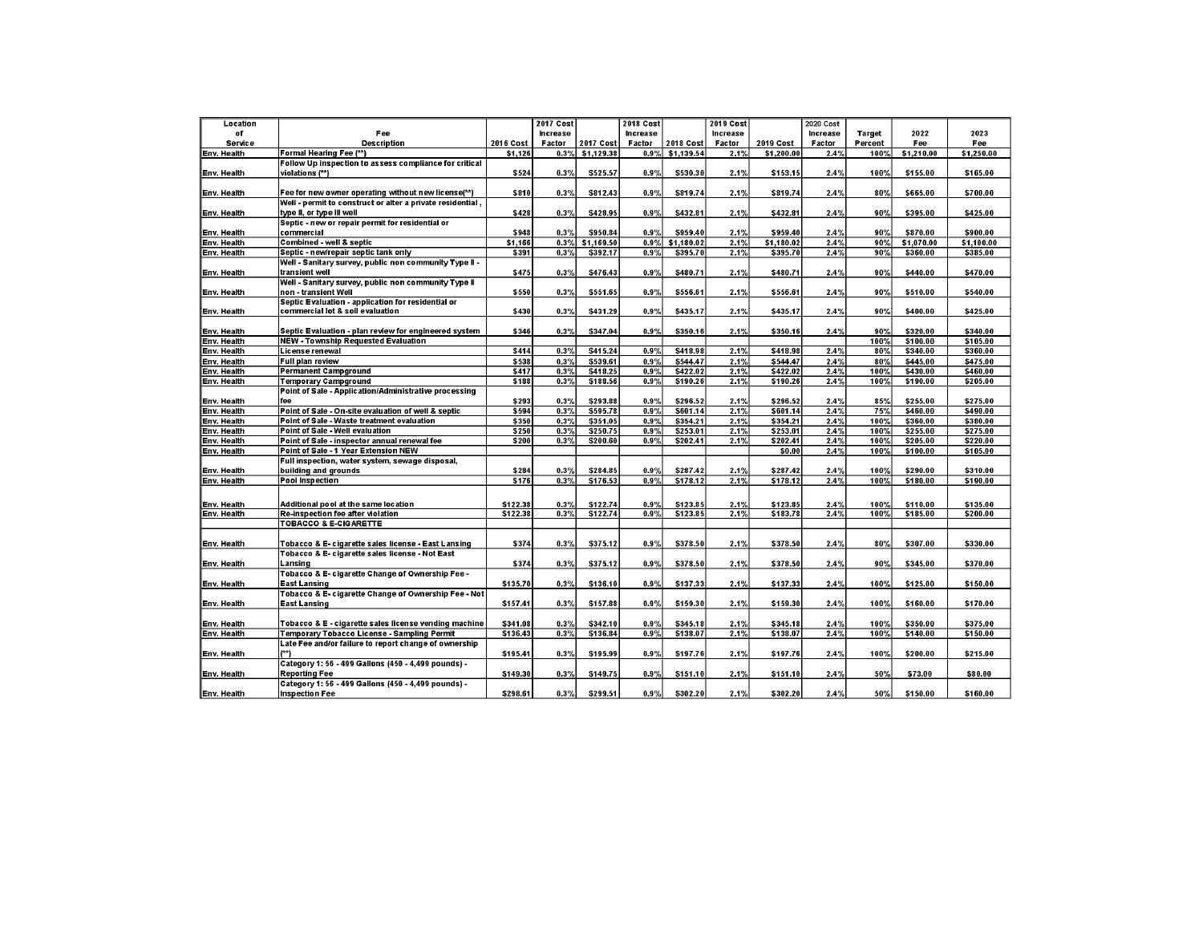| Location of Service | Fee Description | 2016 Cost | 2017 Cost Increase Factor | 2017 Cost | 2018 Cost Increase Factor | 2018 Cost | 2019 Cost Increase Factor | 2019 Cost | 2020 Cost Increase Factor | Target Percent | 2022 Fee | 2023 Fee |
|---|---|---|---|---|---|---|---|---|---|---|---|---|
| Env. Health | Formal Hearing Fee (**) | $1,126 | 0.3% | $1,129.38 | 0.9% | $1,139.54 | 2.1% | $1,200.00 | 2.4% | 100% | $1,210.00 | $1,250.00 |
| Env. Health | Follow Up inspection to assess compliance for critical violations (**) | $524 | 0.3% | $525.57 | 0.9% | $530.30 | 2.1% | $153.15 | 2.4% | 100% | $155.00 | $165.00 |
| Env. Health | Fee for new owner operating without new license(**) | $810 | 0.3% | $812.43 | 0.9% | $819.74 | 2.1% | $819.74 | 2.4% | 80% | $665.00 | $700.00 |
| Env. Health | Well - permit to construct or alter a private residential , type II, or type III well | $428 | 0.3% | $428.95 | 0.9% | $432.81 | 2.1% | $432.81 | 2.4% | 90% | $395.00 | $425.00 |
| Env. Health | Septic - new or repair permit for residential or commercial | $948 | 0.3% | $950.84 | 0.9% | $959.40 | 2.1% | $959.40 | 2.4% | 90% | $870.00 | $900.00 |
| Env. Health | Combined - well & septic | $1,166 | 0.3% | $1,169.50 | 0.9% | $1,180.02 | 2.1% | $1,180.02 | 2.4% | 90% | $1,070.00 | $1,100.00 |
| Env. Health | Septic - new/repair septic tank only | $391 | 0.3% | $392.17 | 0.9% | $395.70 | 2.1% | $395.70 | 2.4% | 90% | $360.00 | $385.00 |
| Env. Health | Well - Sanitary survey, public non community Type II - transient well | $475 | 0.3% | $476.43 | 0.9% | $480.71 | 2.1% | $480.71 | 2.4% | 90% | $440.00 | $470.00 |
| Env. Health | Well - Sanitary survey, public non community Type II non - transient Well | $550 | 0.3% | $551.65 | 0.9% | $556.61 | 2.1% | $556.61 | 2.4% | 90% | $510.00 | $540.00 |
| Env. Health | Septic Evaluation - application for residential or commercial lot & soil evaluation | $430 | 0.3% | $431.29 | 0.9% | $435.17 | 2.1% | $435.17 | 2.4% | 90% | $400.00 | $425.00 |
| Env. Health | Septic Evaluation - plan review for engineered system | $346 | 0.3% | $347.04 | 0.9% | $350.16 | 2.1% | $350.16 | 2.4% | 90% | $320.00 | $340.00 |
| Env. Health | NEW - Township Requested Evaluation | | | | | | | | | 100% | $100.00 | $105.00 |
| Env. Health | License renewal | $414 | 0.3% | $415.24 | 0.9% | $418.98 | 2.1% | $418.98 | 2.4% | 80% | $340.00 | $360.00 |
| Env. Health | Full plan review | $538 | 0.3% | $539.61 | 0.9% | $544.47 | 2.1% | $544.47 | 2.4% | 80% | $445.00 | $475.00 |
| Env. Health | Permanent Campground | $417 | 0.3% | $418.25 | 0.9% | $422.02 | 2.1% | $422.02 | 2.4% | 100% | $430.00 | $460.00 |
| Env. Health | Temporary Campground | $188 | 0.3% | $188.56 | 0.9% | $190.26 | 2.1% | $190.26 | 2.4% | 100% | $190.00 | $205.00 |
| Env. Health | Point of Sale - Application/Administrative processing fee | $293 | 0.3% | $293.88 | 0.9% | $296.52 | 2.1% | $296.52 | 2.4% | 85% | $255.00 | $275.00 |
| Env. Health | Point of Sale - On-site evaluation of well & septic | $594 | 0.3% | $595.78 | 0.9% | $601.14 | 2.1% | $601.14 | 2.4% | 75% | $460.00 | $490.00 |
| Env. Health | Point of Sale - Waste treatment evaluation | $350 | 0.3% | $351.05 | 0.9% | $354.21 | 2.1% | $354.21 | 2.4% | 100% | $360.00 | $380.00 |
| Env. Health | Point of Sale - Well evaluation | $250 | 0.3% | $250.75 | 0.9% | $253.01 | 2.1% | $253.01 | 2.4% | 100% | $255.00 | $275.00 |
| Env. Health | Point of Sale - inspector annual renewal fee | $200 | 0.3% | $200.60 | 0.9% | $202.41 | 2.1% | $202.41 | 2.4% | 100% | $205.00 | $220.00 |
| Env. Health | Point of Sale - 1 Year Extension NEW | | | | | | | $0.00 | 2.4% | 100% | $100.00 | $105.00 |
| Env. Health | Full inspection, water system, sewage disposal, building and grounds | $284 | 0.3% | $284.85 | 0.9% | $287.42 | 2.1% | $287.42 | 2.4% | 100% | $290.00 | $310.00 |
| Env. Health | Pool Inspection | $176 | 0.3% | $176.53 | 0.9% | $178.12 | 2.1% | $178.12 | 2.4% | 100% | $180.00 | $190.00 |
| Env. Health | Additional pool at the same location | $122.38 | 0.3% | $122.74 | 0.9% | $123.85 | 2.1% | $123.85 | 2.4% | 100% | $110.00 | $135.00 |
| Env. Health | Re-inspection fee after violation | $122.38 | 0.3% | $122.74 | 0.9% | $123.85 | 2.1% | $183.78 | 2.4% | 100% | $185.00 | $200.00 |
| | TOBACCO & E-CIGARETTE | | | | | | | | | | | |
| Env. Health | Tobacco & E- cigarette sales license - East Lansing | $374 | 0.3% | $375.12 | 0.9% | $378.50 | 2.1% | $378.50 | 2.4% | 80% | $307.00 | $330.00 |
| Env. Health | Tobacco & E- cigarette sales license - Not East Lansing | $374 | 0.3% | $375.12 | 0.9% | $378.50 | 2.1% | $378.50 | 2.4% | 90% | $345.00 | $370.00 |
| Env. Health | Tobacco & E- cigarette Change of Ownership Fee - East Lansing | $135.70 | 0.3% | $136.10 | 0.9% | $137.33 | 2.1% | $137.33 | 2.4% | 100% | $125.00 | $150.00 |
| Env. Health | Tobacco & E- cigarette Change of Ownership Fee - Not East Lansing | $157.41 | 0.3% | $157.88 | 0.9% | $159.30 | 2.1% | $159.30 | 2.4% | 100% | $160.00 | $170.00 |
| Env. Health | Tobacco & E - cigarette sales license vending machine | $341.08 | 0.3% | $342.10 | 0.9% | $345.18 | 2.1% | $345.18 | 2.4% | 100% | $350.00 | $375.00 |
| Env. Health | Temporary Tobacco License - Sampling Permit | $136.43 | 0.3% | $136.84 | 0.9% | $138.07 | 2.1% | $138.07 | 2.4% | 100% | $140.00 | $150.00 |
| Env. Health | Late Fee and/or failure to report change of ownership (**) | $195.41 | 0.3% | $195.99 | 0.9% | $197.76 | 2.1% | $197.76 | 2.4% | 100% | $200.00 | $215.00 |
| Env. Health | Category 1: 56 - 499 Gallons (450 - 4,499 pounds) - Reporting Fee | $149.30 | 0.3% | $149.75 | 0.9% | $151.10 | 2.1% | $151.10 | 2.4% | 50% | $73.00 | $80.00 |
| Env. Health | Category 1: 56 - 499 Gallons (450 - 4,499 pounds) - Inspection Fee | $298.61 | 0.3% | $299.51 | 0.9% | $302.20 | 2.1% | $302.20 | 2.4% | 50% | $150.00 | $160.00 |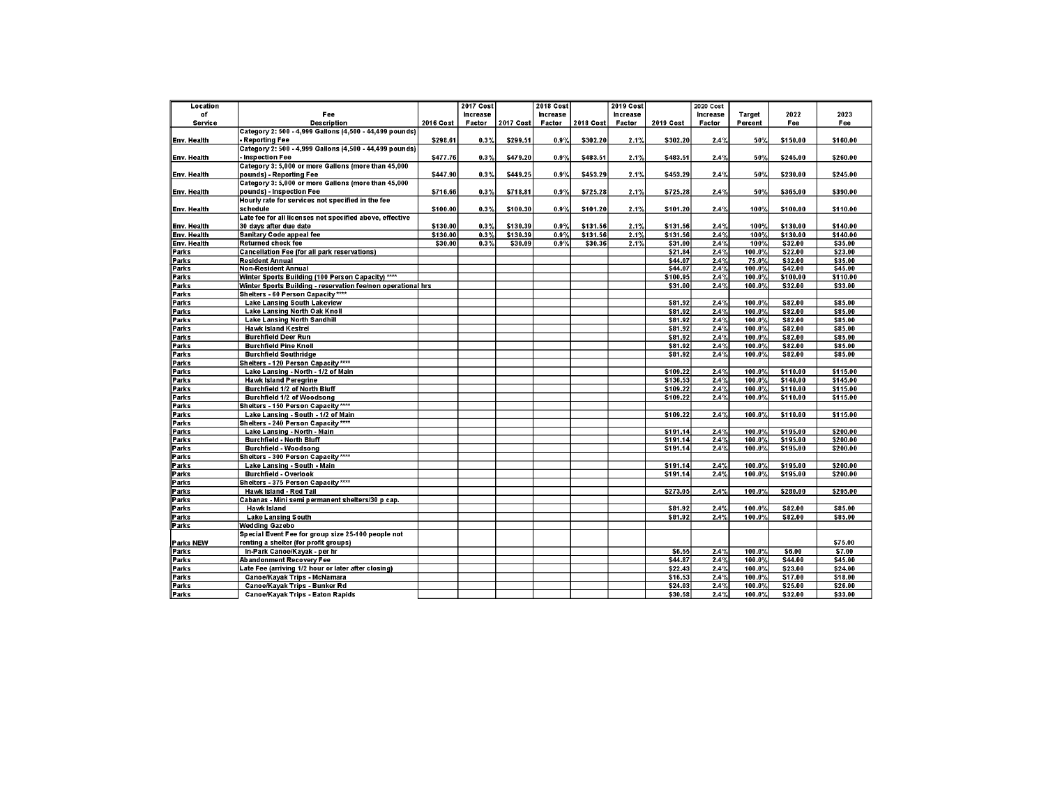| Location of Service | Fee Description | 2016 Cost | 2017 Cost Increase Factor | 2017 Cost | 2018 Cost Increase Factor | 2018 Cost | 2019 Cost Increase Factor | 2019 Cost | 2020 Cost Increase Factor | Target Percent | 2022 Fee | 2023 Fee |
|---|---|---|---|---|---|---|---|---|---|---|---|---|
| Env. Health | Category 2: 500 - 4,999 Gallons (4,500 - 44,499 pounds) - Reporting Fee | $298.61 | 0.3% | $299.51 | 0.9% | $302.20 | 2.1% | $302.20 | 2.4% | 50% | $150.00 | $160.00 |
| Env. Health | Category 2: 500 - 4,999 Gallons (4,500 - 44,499 pounds) - Inspection Fee | $477.76 | 0.3% | $479.20 | 0.9% | $483.51 | 2.1% | $483.51 | 2.4% | 50% | $245.00 | $260.00 |
| Env. Health | Category 3: 5,000 or more Gallons (more than 45,000 pounds) - Reporting Fee | $447.90 | 0.3% | $449.25 | 0.9% | $453.29 | 2.1% | $453.29 | 2.4% | 50% | $230.00 | $245.00 |
| Env. Health | Category 3: 5,000 or more Gallons (more than 45,000 pounds) - Inspection Fee | $716.66 | 0.3% | $718.81 | 0.9% | $725.28 | 2.1% | $725.28 | 2.4% | 50% | $365.00 | $390.00 |
| Env. Health | Hourly rate for services not specified in the fee schedule | $100.00 | 0.3% | $100.30 | 0.9% | $101.20 | 2.1% | $101.20 | 2.4% | 100% | $100.00 | $110.00 |
| Env. Health | Late fee for all licenses not specified above, effective 30 days after due date | $130.00 | 0.3% | $130.39 | 0.9% | $131.56 | 2.1% | $131.56 | 2.4% | 100% | $130.00 | $140.00 |
| Env. Health | Sanitary Code appeal fee | $130.00 | 0.3% | $130.39 | 0.9% | $131.56 | 2.1% | $131.56 | 2.4% | 100% | $130.00 | $140.00 |
| Env. Health | Returned check fee | $30.00 | 0.3% | $30.09 | 0.9% | $30.36 | 2.1% | $31.00 | 2.4% | 100% | $32.00 | $35.00 |
| Parks | Cancellation Fee (for all park reservations) | | | | | | | $21.84 | 2.4% | 100.0% | $22.00 | $23.00 |
| Parks | Resident Annual | | | | | | | $44.07 | 2.4% | 75.0% | $32.00 | $35.00 |
| Parks | Non-Resident Annual | | | | | | | $44.07 | 2.4% | 100.0% | $42.00 | $45.00 |
| Parks | Winter Sports Building (100 Person Capacity) **** | | | | | | | $100.95 | 2.4% | 100.0% | $100.00 | $110.00 |
| Parks | Winter Sports Building - reservation fee/non operational hrs | | | | | | | $31.00 | 2.4% | 100.0% | $32.00 | $33.00 |
| Parks | Shelters - 60 Person Capacity **** | | | | | | | | | | | |
| Parks | Lake Lansing South Lakeview | | | | | | | $81.92 | 2.4% | 100.0% | $82.00 | $85.00 |
| Parks | Lake Lansing North Oak Knoll | | | | | | | $81.92 | 2.4% | 100.0% | $82.00 | $85.00 |
| Parks | Lake Lansing North Sandhill | | | | | | | $81.92 | 2.4% | 100.0% | $82.00 | $85.00 |
| Parks | Hawk Island Kestrel | | | | | | | $81.92 | 2.4% | 100.0% | $82.00 | $85.00 |
| Parks | Burchfield Deer Run | | | | | | | $81.92 | 2.4% | 100.0% | $82.00 | $85.00 |
| Parks | Burchfield Pine Knoll | | | | | | | $81.92 | 2.4% | 100.0% | $82.00 | $85.00 |
| Parks | Burchfield Southridge | | | | | | | $81.92 | 2.4% | 100.0% | $82.00 | $85.00 |
| Parks | Shelters - 120 Person Capacity **** | | | | | | | | | | | |
| Parks | Lake Lansing - North - 1/2 of Main | | | | | | | $109.22 | 2.4% | 100.0% | $110.00 | $115.00 |
| Parks | Hawk Island Peregrine | | | | | | | $136.53 | 2.4% | 100.0% | $140.00 | $145.00 |
| Parks | Burchfield 1/2 of North Bluff | | | | | | | $109.22 | 2.4% | 100.0% | $110.00 | $115.00 |
| Parks | Burchfield 1/2 of Woodsong | | | | | | | $109.22 | 2.4% | 100.0% | $110.00 | $115.00 |
| Parks | Shelters - 150 Person Capacity **** | | | | | | | | | | | |
| Parks | Lake Lansing - South - 1/2 of Main | | | | | | | $109.22 | 2.4% | 100.0% | $110.00 | $115.00 |
| Parks | Shelters - 240 Person Capacity **** | | | | | | | | | | | |
| Parks | Lake Lansing - North - Main | | | | | | | $191.14 | 2.4% | 100.0% | $195.00 | $200.00 |
| Parks | Burchfield - North Bluff | | | | | | | $191.14 | 2.4% | 100.0% | $195.00 | $200.00 |
| Parks | Burchfield - Woodsong | | | | | | | $191.14 | 2.4% | 100.0% | $195.00 | $200.00 |
| Parks | Shelters - 300 Person Capacity **** | | | | | | | | | | | |
| Parks | Lake Lansing - South - Main | | | | | | | $191.14 | 2.4% | 100.0% | $195.00 | $200.00 |
| Parks | Burchfield - Overlook | | | | | | | $191.14 | 2.4% | 100.0% | $195.00 | $200.00 |
| Parks | Shelters - 375 Person Capacity **** | | | | | | | | | | | |
| Parks | Hawk Island - Red Tail | | | | | | | $273.05 | 2.4% | 100.0% | $280.00 | $295.00 |
| Parks | Cabanas - Mini semi permanent shelters/30 p cap. | | | | | | | | | | | |
| Parks | Hawk Island | | | | | | | $81.92 | 2.4% | 100.0% | $82.00 | $85.00 |
| Parks | Lake Lansing South | | | | | | | $81.92 | 2.4% | 100.0% | $82.00 | $85.00 |
| Parks | Wedding Gazebo | | | | | | | | | | | |
| Parks NEW | Special Event Fee for group size 25-100 people not renting a shelter (for profit groups) | | | | | | | | | | | $75.00 |
| Parks | In-Park Canoe/Kayak - per hr | | | | | | | $6.55 | 2.4% | 100.0% | $6.00 | $7.00 |
| Parks | Abandonment Recovery Fee | | | | | | | $44.87 | 2.4% | 100.0% | $44.00 | $45.00 |
| Parks | Late Fee (arriving 1/2 hour or later after closing) | | | | | | | $22.43 | 2.4% | 100.0% | $23.00 | $24.00 |
| Parks | Canoe/Kayak Trips - McNamara | | | | | | | $16.53 | 2.4% | 100.0% | $17.00 | $18.00 |
| Parks | Canoe/Kayak Trips - Bunker Rd | | | | | | | $24.03 | 2.4% | 100.0% | $25.00 | $26.00 |
| Parks | Canoe/Kayak Trips - Eaton Rapids | | | | | | | $30.58 | 2.4% | 100.0% | $32.00 | $33.00 |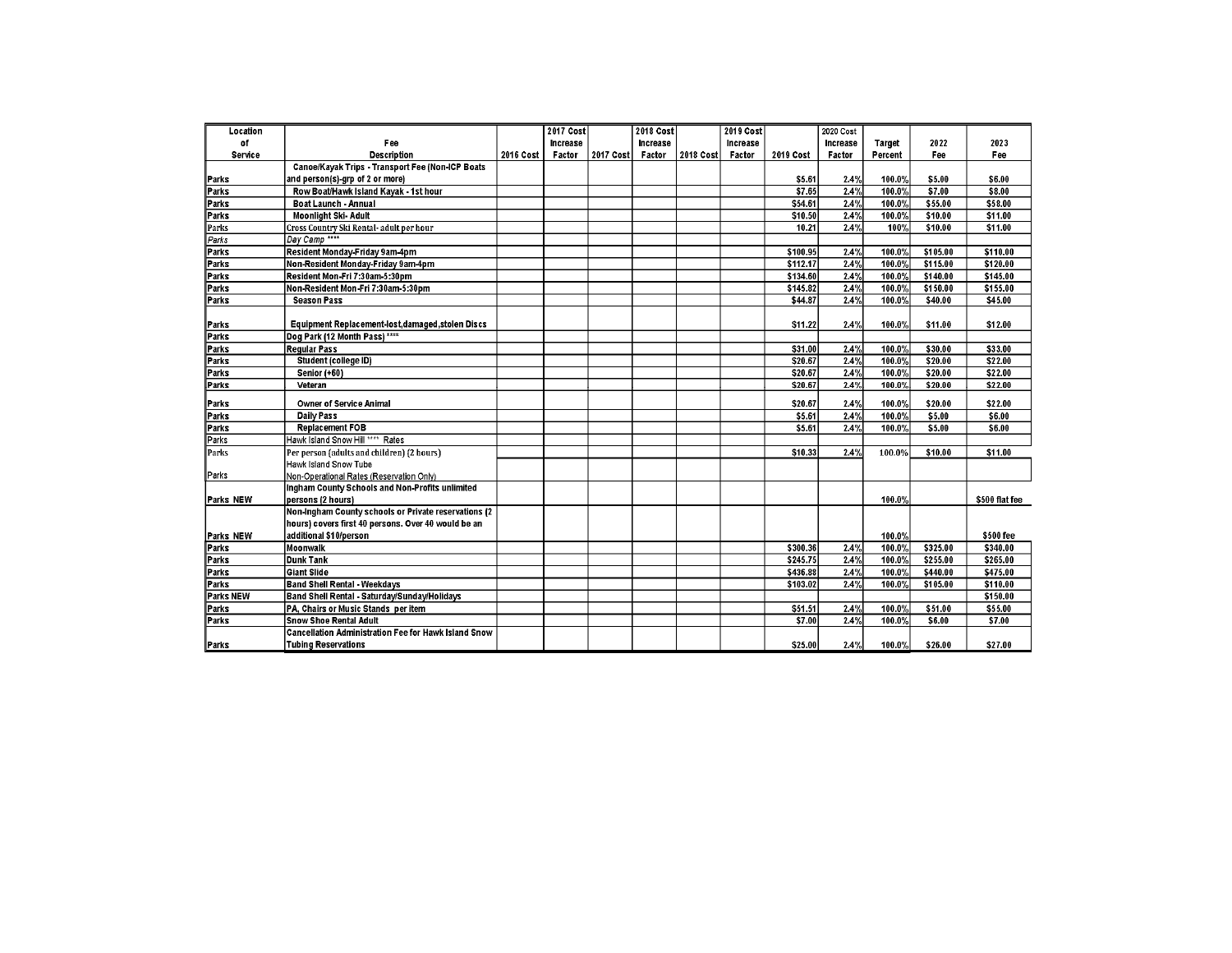| Location of Service | Fee Description | 2016 Cost | 2017 Cost Increase Factor | 2017 Cost | 2018 Cost Increase Factor | 2018 Cost | 2019 Cost Increase Factor | 2019 Cost | 2020 Cost Increase Factor | Target Percent | 2022 Fee | 2023 Fee |
|---|---|---|---|---|---|---|---|---|---|---|---|---|
| Parks | Canoe/Kayak Trips - Transport Fee (Non-ICP Boats and person(s)-grp of 2 or more) | | | | | | | $5.61 | 2.4% | 100.0% | $5.00 | $6.00 |
| Parks | Row Boat/Hawk Island Kayak - 1st hour | | | | | | | $7.65 | 2.4% | 100.0% | $7.00 | $8.00 |
| Parks | Boat Launch - Annual | | | | | | | $54.61 | 2.4% | 100.0% | $55.00 | $58.00 |
| Parks | Moonlight Ski- Adult | | | | | | | $10.50 | 2.4% | 100.0% | $10.00 | $11.00 |
| Parks | Cross Country Ski Rental- adult per hour | | | | | | | 10.21 | 2.4% | 100% | $10.00 | $11.00 |
| Parks | *Day Camp* **** | | | | | | | | | | | |
| Parks | Resident Monday-Friday 9am-4pm | | | | | | | $100.95 | 2.4% | 100.0% | $105.00 | $110.00 |
| Parks | Non-Resident Monday-Friday 9am-4pm | | | | | | | $112.17 | 2.4% | 100.0% | $115.00 | $120.00 |
| Parks | Resident Mon-Fri 7:30am-5:30pm | | | | | | | $134.60 | 2.4% | 100.0% | $140.00 | $145.00 |
| Parks | Non-Resident Mon-Fri 7:30am-5:30pm | | | | | | | $145.82 | 2.4% | 100.0% | $150.00 | $155.00 |
| Parks | Season Pass | | | | | | | $44.87 | 2.4% | 100.0% | $40.00 | $45.00 |
| Parks | Equipment Replacement-lost,damaged,stolen Discs | | | | | | | $11.22 | 2.4% | 100.0% | $11.00 | $12.00 |
| Parks | Dog Park (12 Month Pass) **** | | | | | | | | | | | |
| Parks | Regular Pass | | | | | | | $31.00 | 2.4% | 100.0% | $30.00 | $33.00 |
| Parks | Student (college ID) | | | | | | | $20.67 | 2.4% | 100.0% | $20.00 | $22.00 |
| Parks | Senior (+60) | | | | | | | $20.67 | 2.4% | 100.0% | $20.00 | $22.00 |
| Parks | Veteran | | | | | | | $20.67 | 2.4% | 100.0% | $20.00 | $22.00 |
| Parks | Owner of Service Animal | | | | | | | $20.67 | 2.4% | 100.0% | $20.00 | $22.00 |
| Parks | Daily Pass | | | | | | | $5.61 | 2.4% | 100.0% | $5.00 | $6.00 |
| Parks | Replacement FOB | | | | | | | $5.61 | 2.4% | 100.0% | $5.00 | $6.00 |
| Parks | Hawk Island Snow Hill **** Rates | | | | | | | | | | | |
| Parks | Per person (adults and children) (2 hours) | | | | | | | $10.33 | 2.4% | 100.0% | $10.00 | $11.00 |
| Parks | Hawk Island Snow Tube Non-Operational Rates (Reservation Only) | | | | | | | | | | | |
| Parks NEW | Ingham County Schools and Non-Profits unlimited persons (2 hours) | | | | | | | | | 100.0% | | $500 flat fee |
| Parks NEW | Non-Ingham County schools or Private reservations (2 hours) covers first 40 persons. Over 40 would be an additional $10/person | | | | | | | | | 100.0% | | $500 fee |
| Parks | Moonwalk | | | | | | | $300.36 | 2.4% | 100.0% | $325.00 | $340.00 |
| Parks | Dunk Tank | | | | | | | $245.75 | 2.4% | 100.0% | $255.00 | $265.00 |
| Parks | Giant Slide | | | | | | | $436.88 | 2.4% | 100.0% | $440.00 | $475.00 |
| Parks | Band Shell Rental - Weekdays | | | | | | | $103.02 | 2.4% | 100.0% | $105.00 | $110.00 |
| Parks NEW | Band Shell Rental - Saturday/Sunday/Holidays | | | | | | | | | | | $150.00 |
| Parks | PA, Chairs or Music Stands per item | | | | | | | $51.51 | 2.4% | 100.0% | $51.00 | $55.00 |
| Parks | Snow Shoe Rental Adult | | | | | | | $7.00 | 2.4% | 100.0% | $6.00 | $7.00 |
| Parks | Cancellation Administration Fee for Hawk Island Snow Tubing Reservations | | | | | | | $25.00 | 2.4% | 100.0% | $26.00 | $27.00 |